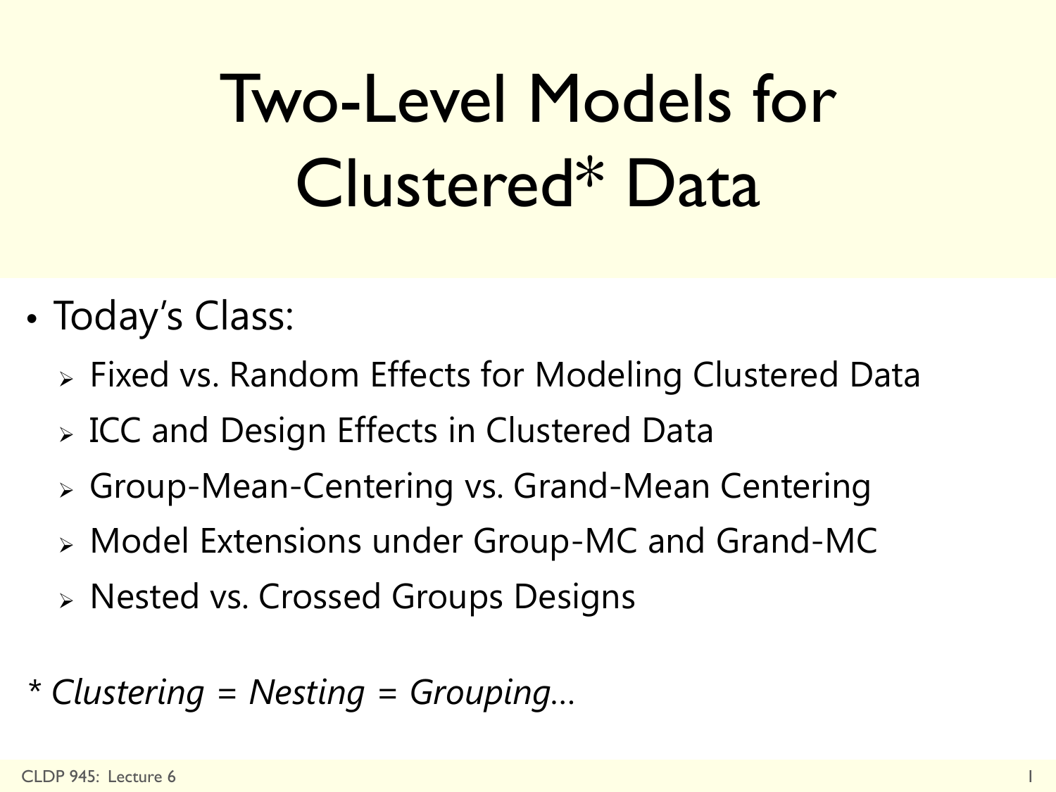# Two-Level Models for Clustered* Data

- Today's Class:
  - Fixed vs. Random Effects for Modeling Clustered Data
  - ICC and Design Effects in Clustered Data
  - Group-Mean-Centering vs. Grand-Mean Centering
  - Model Extensions under Group-MC and Grand-MC
  - Nested vs. Crossed Groups Designs

*\* Clustering = Nesting = Grouping…*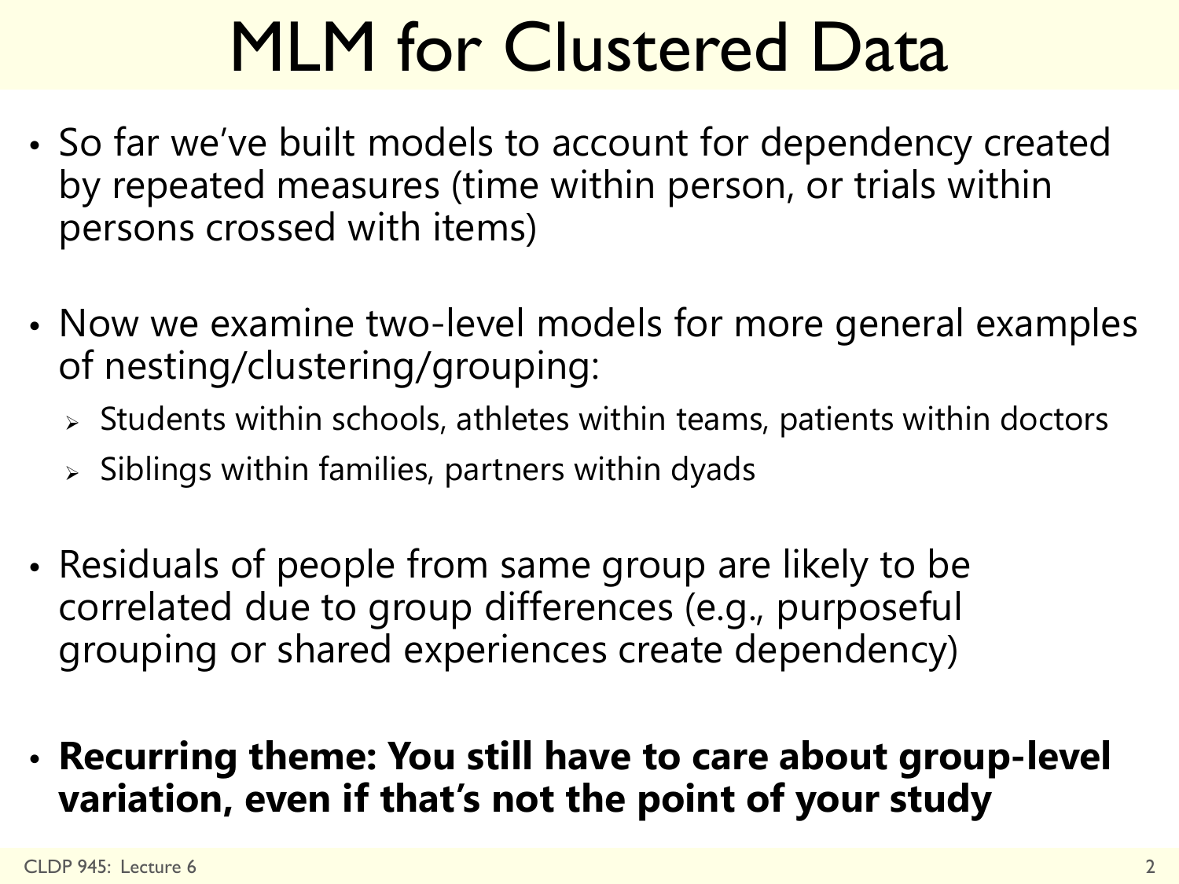# MLM for Clustered Data

- So far we've built models to account for dependency created by repeated measures (time within person, or trials within persons crossed with items)

- Now we examine two-level models for more general examples of nesting/clustering/grouping:
  - Students within schools, athletes within teams, patients within doctors
  - Siblings within families, partners within dyads

- Residuals of people from same group are likely to be correlated due to group differences (e.g., purposeful grouping or shared experiences create dependency)

- **Recurring theme: You still have to care about group-level variation, even if that's not the point of your study**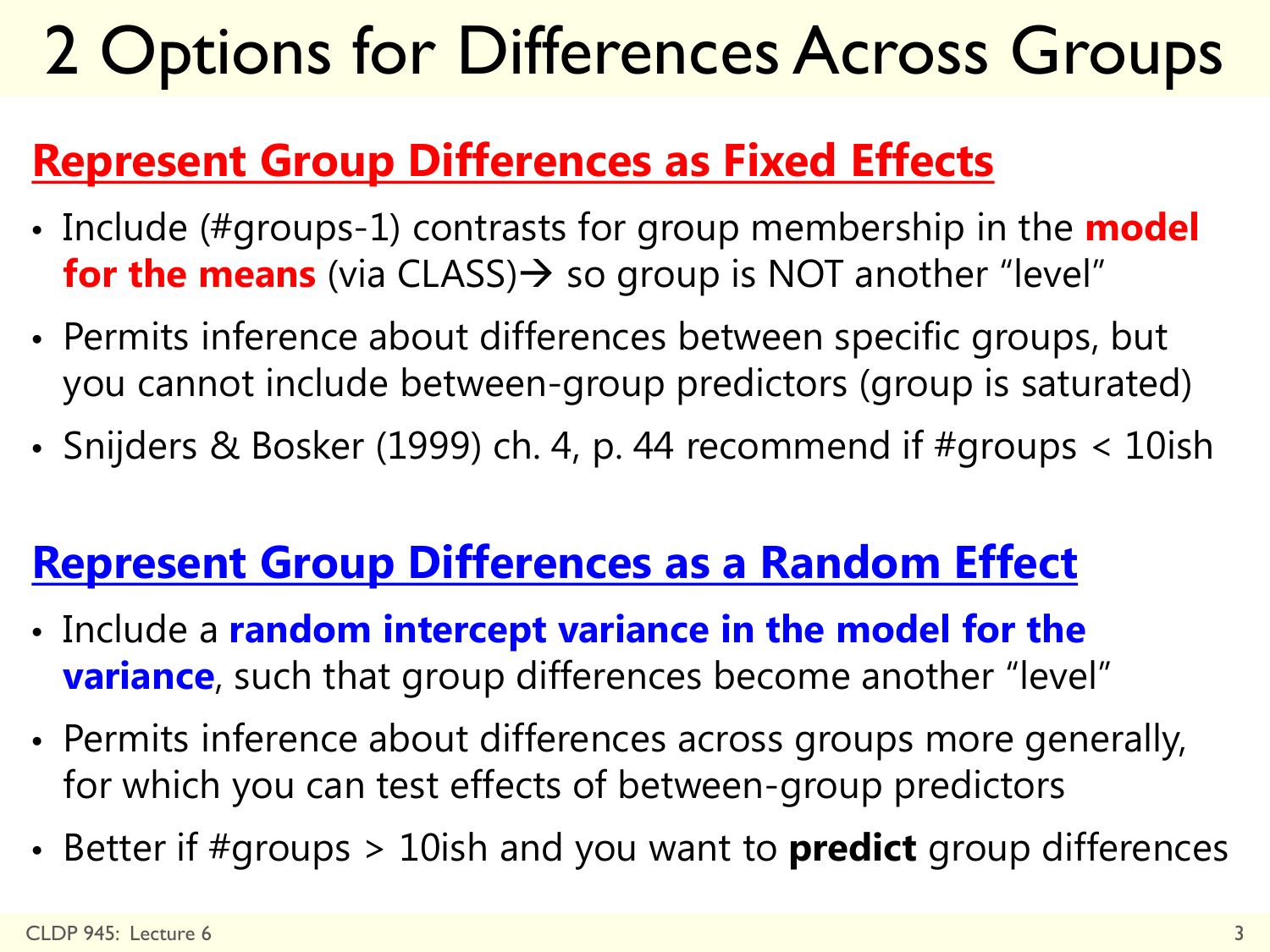# 2 Options for Differences Across Groups

## Represent Group Differences as Fixed Effects

- Include (#groups-1) contrasts for group membership in the **model for the means** (via CLASS)→ so group is NOT another "level"
- Permits inference about differences between specific groups, but you cannot include between-group predictors (group is saturated)
- Snijders & Bosker (1999) ch. 4, p. 44 recommend if #groups < 10ish

## Represent Group Differences as a Random Effect

- Include a **random intercept variance in the model for the variance**, such that group differences become another "level"
- Permits inference about differences across groups more generally, for which you can test effects of between-group predictors
- Better if #groups > 10ish and you want to **predict** group differences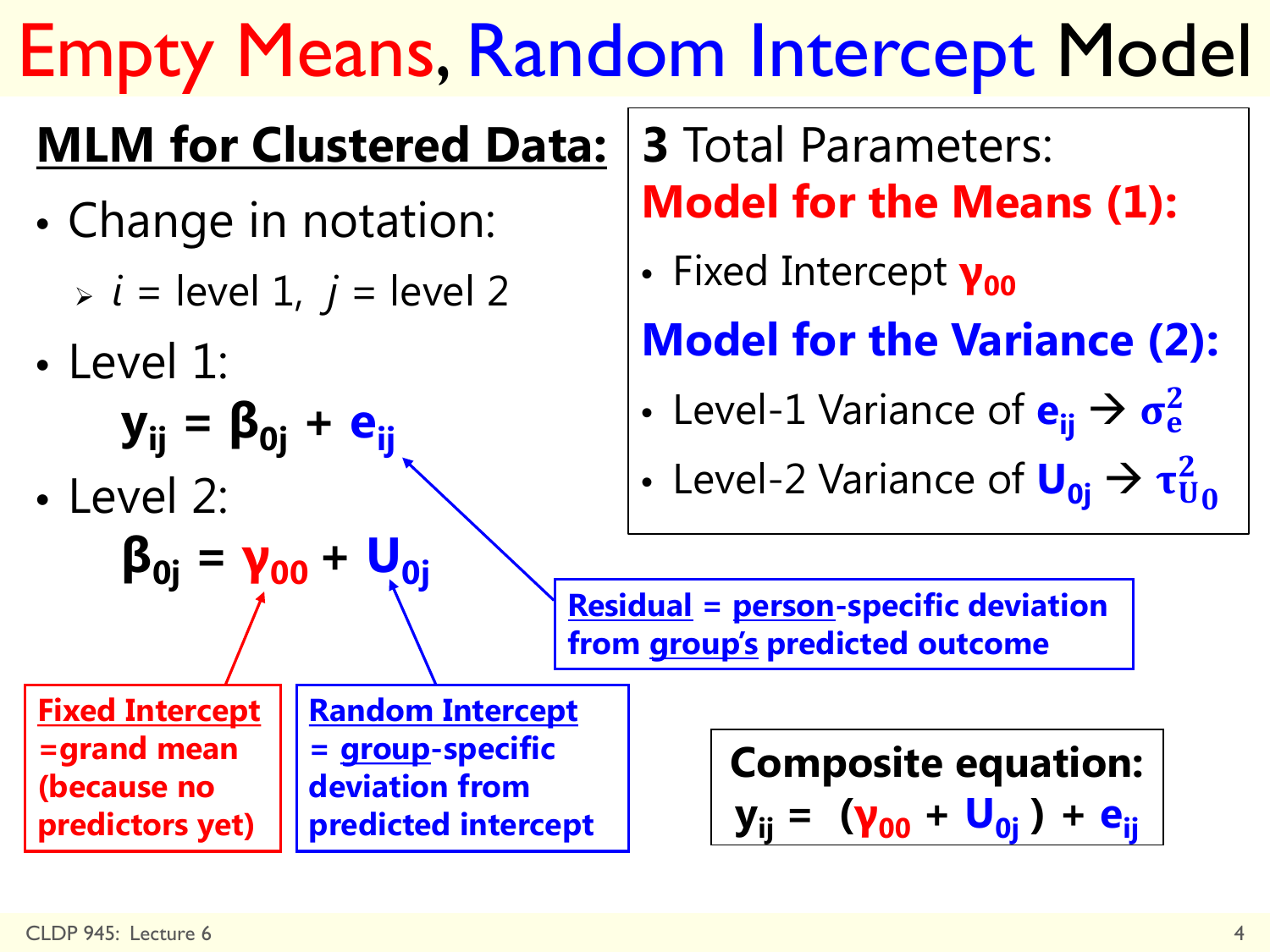# Empty Means, Random Intercept Model

## MLM for Clustered Data:

- Change in notation:
  - $i$ = level 1, $j$ = level 2
- Level 1:

$$y_{ij} = \beta_{0j} + e_{ij}$$

- Level 2:

$$\beta_{0j} = \gamma_{00} + U_{0j}$$

**Fixed Intercept** =grand mean (because no predictors yet)

**Random Intercept** = **group**-specific deviation from predicted intercept

**Residual** = **person**-specific deviation from **group's** predicted outcome

**3** Total Parameters:

**Model for the Means (1):**

- Fixed Intercept $\gamma_{00}$

**Model for the Variance (2):**

- Level-1 Variance of $e_{ij}$ → $\sigma_e^2$
- Level-2 Variance of $U_{0j}$ → $\tau_{U_0}^2$

**Composite equation:**

$$y_{ij} = (\gamma_{00} + U_{0j}) + e_{ij}$$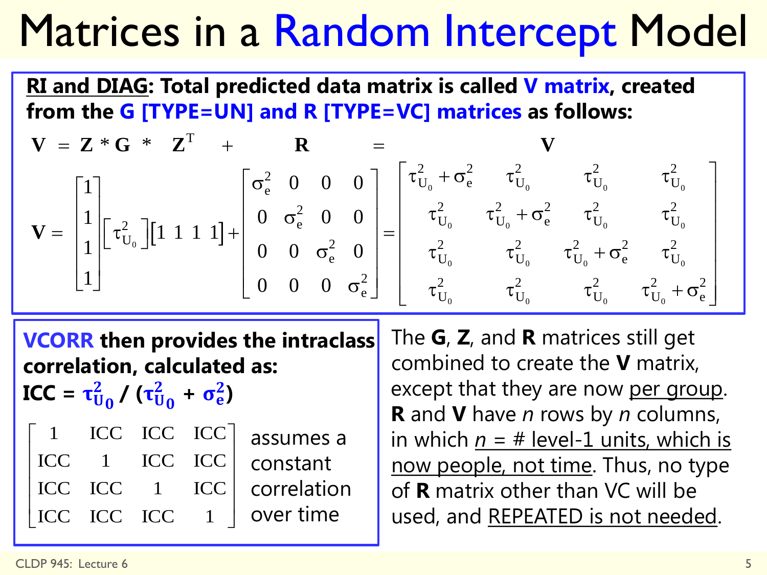# Matrices in a Random Intercept Model

**RI and DIAG: Total predicted data matrix is called V matrix, created from the G [TYPE=UN] and R [TYPE=VC] matrices as follows:**

$$\mathbf{V} = \mathbf{Z} * \mathbf{G} * \mathbf{Z}^T + \mathbf{R} = \mathbf{V}$$

$$\mathbf{V} = \begin{bmatrix} 1 \\ 1 \\ 1 \\ 1 \end{bmatrix} \begin{bmatrix} \tau^2_{U_0} \end{bmatrix} \begin{bmatrix} 1 & 1 & 1 & 1 \end{bmatrix} + \begin{bmatrix} \sigma^2_e & 0 & 0 & 0 \\ 0 & \sigma^2_e & 0 & 0 \\ 0 & 0 & \sigma^2_e & 0 \\ 0 & 0 & 0 & \sigma^2_e \end{bmatrix} = \begin{bmatrix} \tau^2_{U_0} + \sigma^2_e & \tau^2_{U_0} & \tau^2_{U_0} & \tau^2_{U_0} \\ \tau^2_{U_0} & \tau^2_{U_0} + \sigma^2_e & \tau^2_{U_0} & \tau^2_{U_0} \\ \tau^2_{U_0} & \tau^2_{U_0} & \tau^2_{U_0} + \sigma^2_e & \tau^2_{U_0} \\ \tau^2_{U_0} & \tau^2_{U_0} & \tau^2_{U_0} & \tau^2_{U_0} + \sigma^2_e \end{bmatrix}$$

**VCORR then provides the intraclass correlation, calculated as:**
**ICC = $\tau^2_{U_0}$ / ($\tau^2_{U_0}$ + $\sigma^2_e$)**

$$\begin{bmatrix} 1 & ICC & ICC & ICC \\ ICC & 1 & ICC & ICC \\ ICC & ICC & 1 & ICC \\ ICC & ICC & ICC & 1 \end{bmatrix}$$

assumes a constant correlation over time

The **G**, **Z**, and **R** matrices still get combined to create the **V** matrix, except that they are now per group. **R** and **V** have *n* rows by *n* columns, in which *n* = # level-1 units, which is now people, not time. Thus, no type of **R** matrix other than VC will be used, and REPEATED is not needed.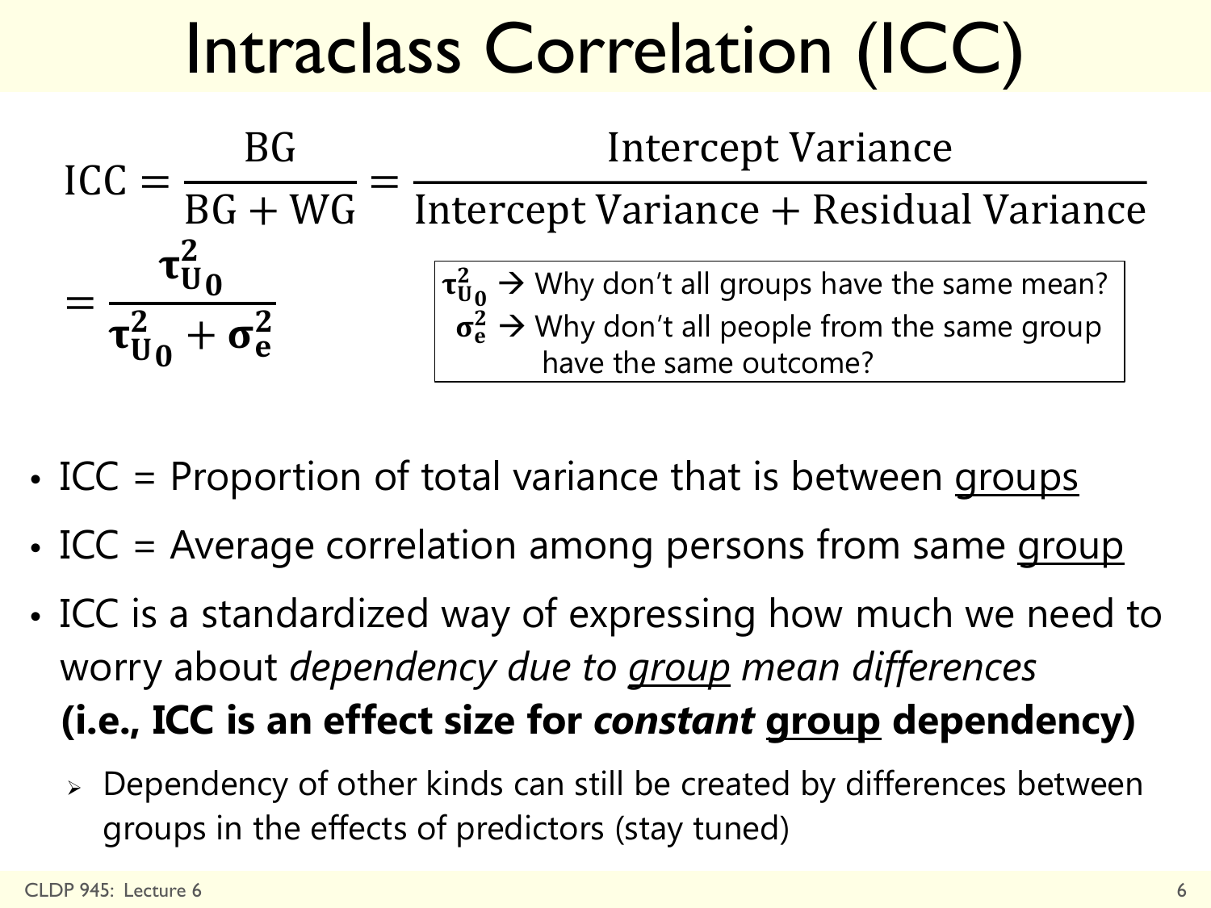# Intraclass Correlation (ICC)

$$\text{ICC} = \frac{\text{BG}}{\text{BG} + \text{WG}} = \frac{\text{Intercept Variance}}{\text{Intercept Variance} + \text{Residual Variance}}$$

$$= \frac{\boldsymbol{\tau}^2_{\mathbf{U_0}}}{\boldsymbol{\tau}^2_{\mathbf{U_0}} + \boldsymbol{\sigma}^2_{\mathbf{e}}}$$

> $\boldsymbol{\tau}^2_{\mathbf{U_0}}$ → Why don't all groups have the same mean?
> $\boldsymbol{\sigma}^2_{\mathbf{e}}$ → Why don't all people from the same group have the same outcome?

- ICC = Proportion of total variance that is between <u>groups</u>
- ICC = Average correlation among persons from same <u>group</u>
- ICC is a standardized way of expressing how much we need to worry about *dependency due to <u>group</u> mean differences* **(i.e., ICC is an effect size for *constant* <u>group</u> dependency)**
  - Dependency of other kinds can still be created by differences between groups in the effects of predictors (stay tuned)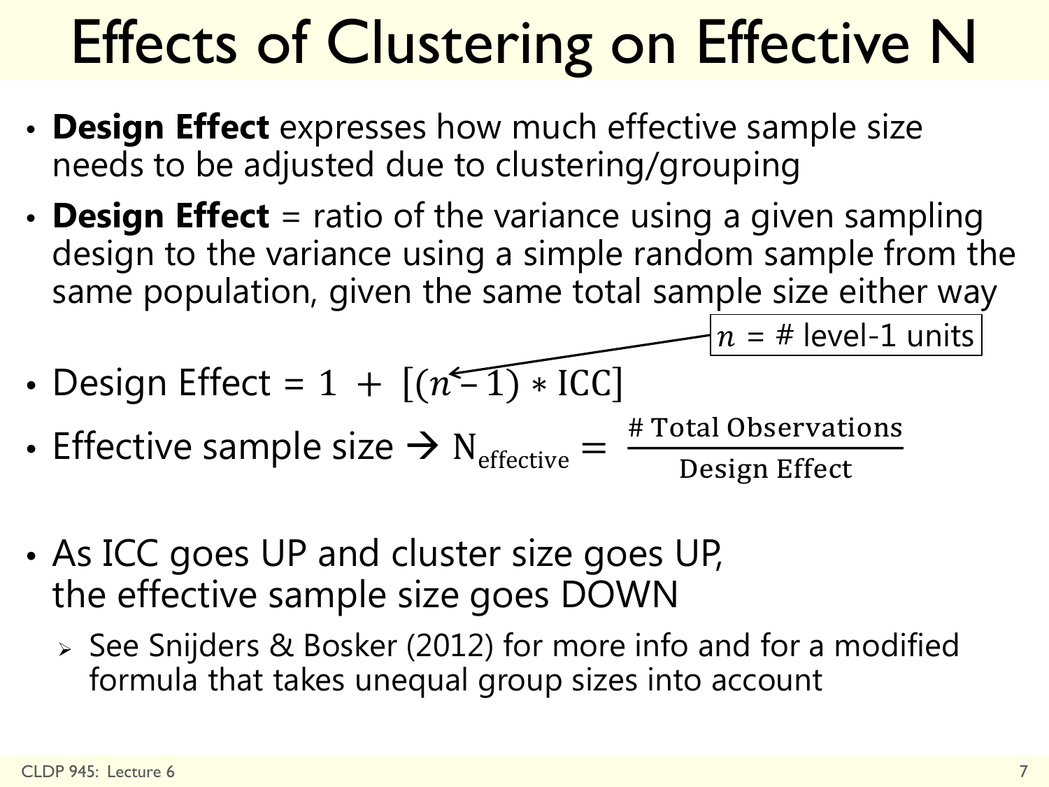# Effects of Clustering on Effective N

- **Design Effect** expresses how much effective sample size needs to be adjusted due to clustering/grouping
- **Design Effect** = ratio of the variance using a given sampling design to the variance using a simple random sample from the same population, given the same total sample size either way

$n$ = # level-1 units

- Design Effect = $1 + [(n - 1) * \text{ICC}]$
- Effective sample size → $\text{N}_{\text{effective}} = \dfrac{\text{\# Total Observations}}{\text{Design Effect}}$

- As ICC goes UP and cluster size goes UP, the effective sample size goes DOWN
  - See Snijders & Bosker (2012) for more info and for a modified formula that takes unequal group sizes into account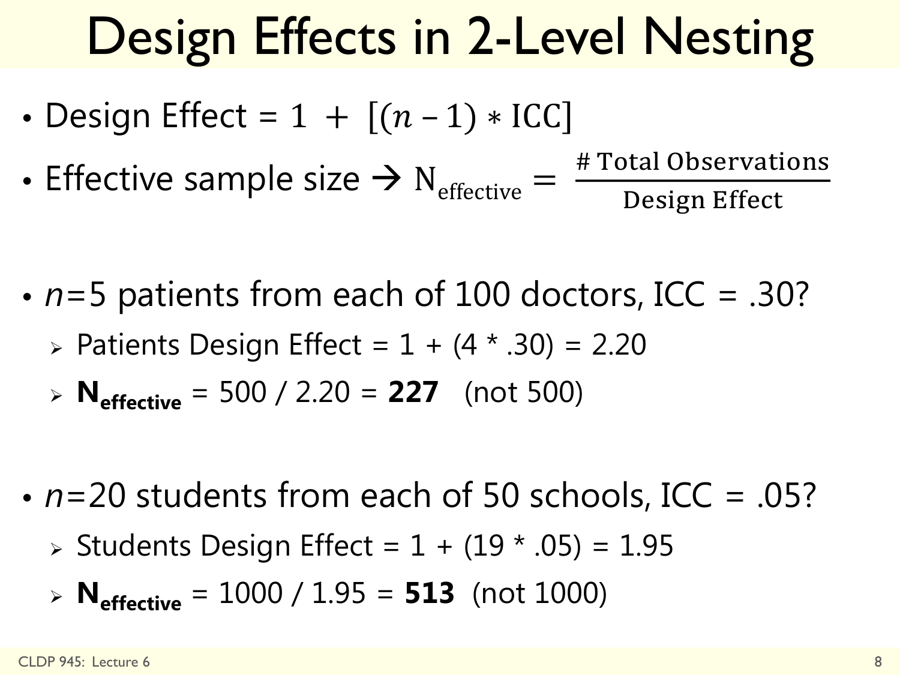# Design Effects in 2-Level Nesting

- Design Effect = $1 + [(n - 1) * \text{ICC}]$
- Effective sample size → $\text{N}_{\text{effective}} = \dfrac{\text{\# Total Observations}}{\text{Design Effect}}$

- $n$=5 patients from each of 100 doctors, ICC = .30?
  - Patients Design Effect = 1 + (4 * .30) = 2.20
  - $\mathbf{N_{effective}}$ = 500 / 2.20 = **227** (not 500)

- $n$=20 students from each of 50 schools, ICC = .05?
  - Students Design Effect = 1 + (19 * .05) = 1.95
  - $\mathbf{N_{effective}}$ = 1000 / 1.95 = **513** (not 1000)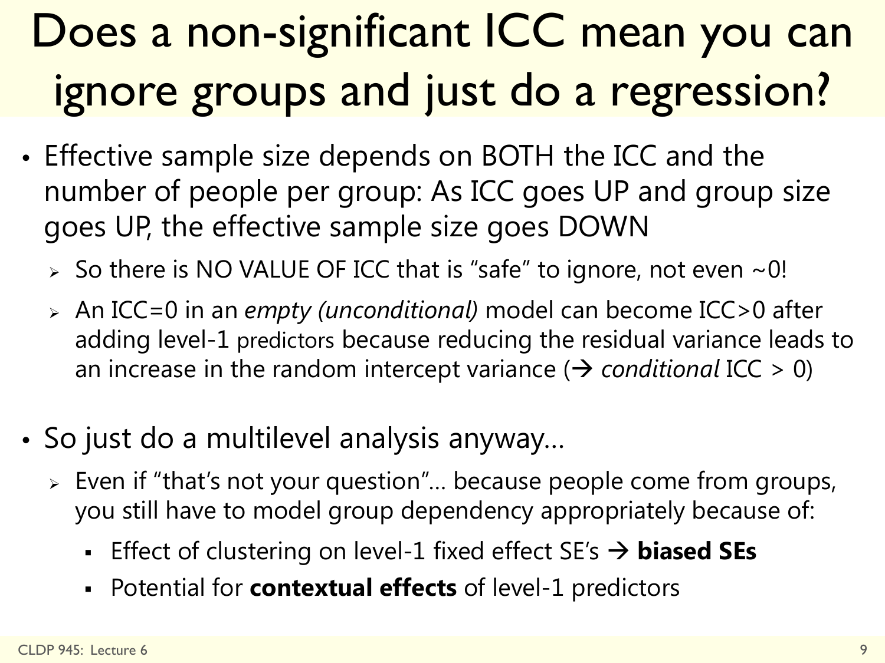# Does a non-significant ICC mean you can ignore groups and just do a regression?

- Effective sample size depends on BOTH the ICC and the number of people per group: As ICC goes UP and group size goes UP, the effective sample size goes DOWN
  - So there is NO VALUE OF ICC that is "safe" to ignore, not even ~0!
  - An ICC=0 in an *empty (unconditional)* model can become ICC>0 after adding level-1 predictors because reducing the residual variance leads to an increase in the random intercept variance (→ *conditional* ICC > 0)

- So just do a multilevel analysis anyway…
  - Even if "that's not your question"… because people come from groups, you still have to model group dependency appropriately because of:
    - Effect of clustering on level-1 fixed effect SE's → **biased SEs**
    - Potential for **contextual effects** of level-1 predictors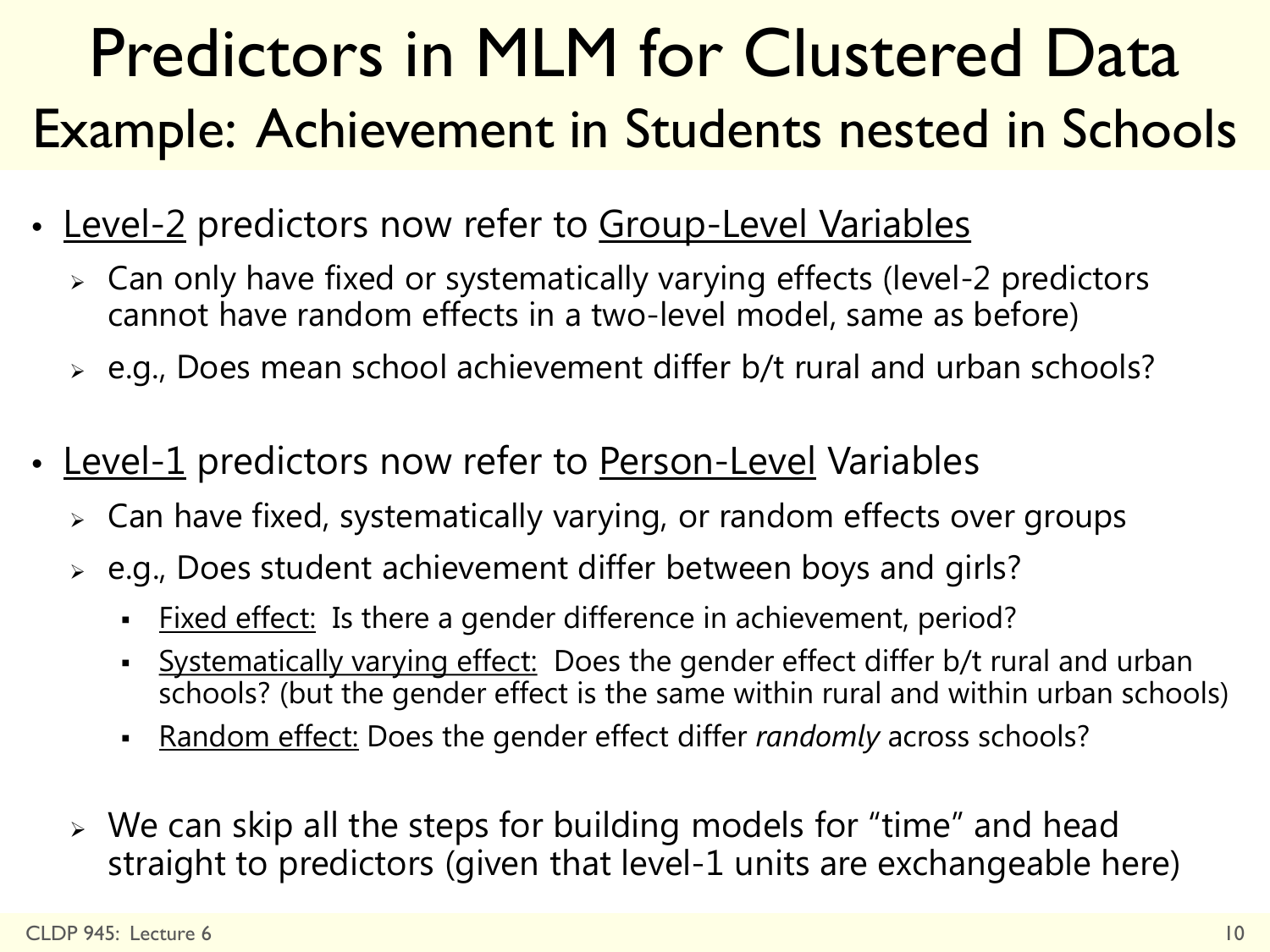# Predictors in MLM for Clustered Data
## Example: Achievement in Students nested in Schools

- Level-2 predictors now refer to Group-Level Variables
  - Can only have fixed or systematically varying effects (level-2 predictors cannot have random effects in a two-level model, same as before)
  - e.g., Does mean school achievement differ b/t rural and urban schools?

- Level-1 predictors now refer to Person-Level Variables
  - Can have fixed, systematically varying, or random effects over groups
  - e.g., Does student achievement differ between boys and girls?
    - Fixed effect: Is there a gender difference in achievement, period?
    - Systematically varying effect: Does the gender effect differ b/t rural and urban schools? (but the gender effect is the same within rural and within urban schools)
    - Random effect: Does the gender effect differ *randomly* across schools?

  - We can skip all the steps for building models for "time" and head straight to predictors (given that level-1 units are exchangeable here)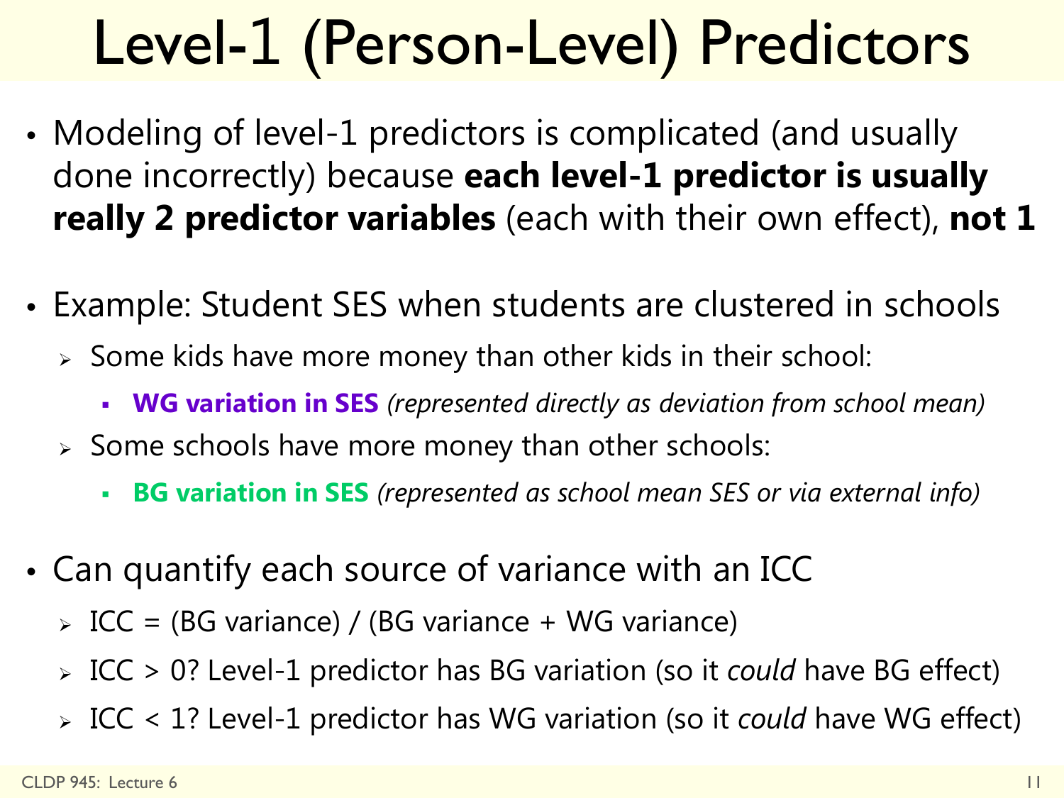# Level-1 (Person-Level) Predictors

- Modeling of level-1 predictors is complicated (and usually done incorrectly) because **each level-1 predictor is usually really 2 predictor variables** (each with their own effect), **not 1**

- Example: Student SES when students are clustered in schools
  - Some kids have more money than other kids in their school:
    - **WG variation in SES** *(represented directly as deviation from school mean)*
  - Some schools have more money than other schools:
    - **BG variation in SES** *(represented as school mean SES or via external info)*

- Can quantify each source of variance with an ICC
  - ICC = (BG variance) / (BG variance + WG variance)
  - ICC > 0? Level-1 predictor has BG variation (so it *could* have BG effect)
  - ICC < 1? Level-1 predictor has WG variation (so it *could* have WG effect)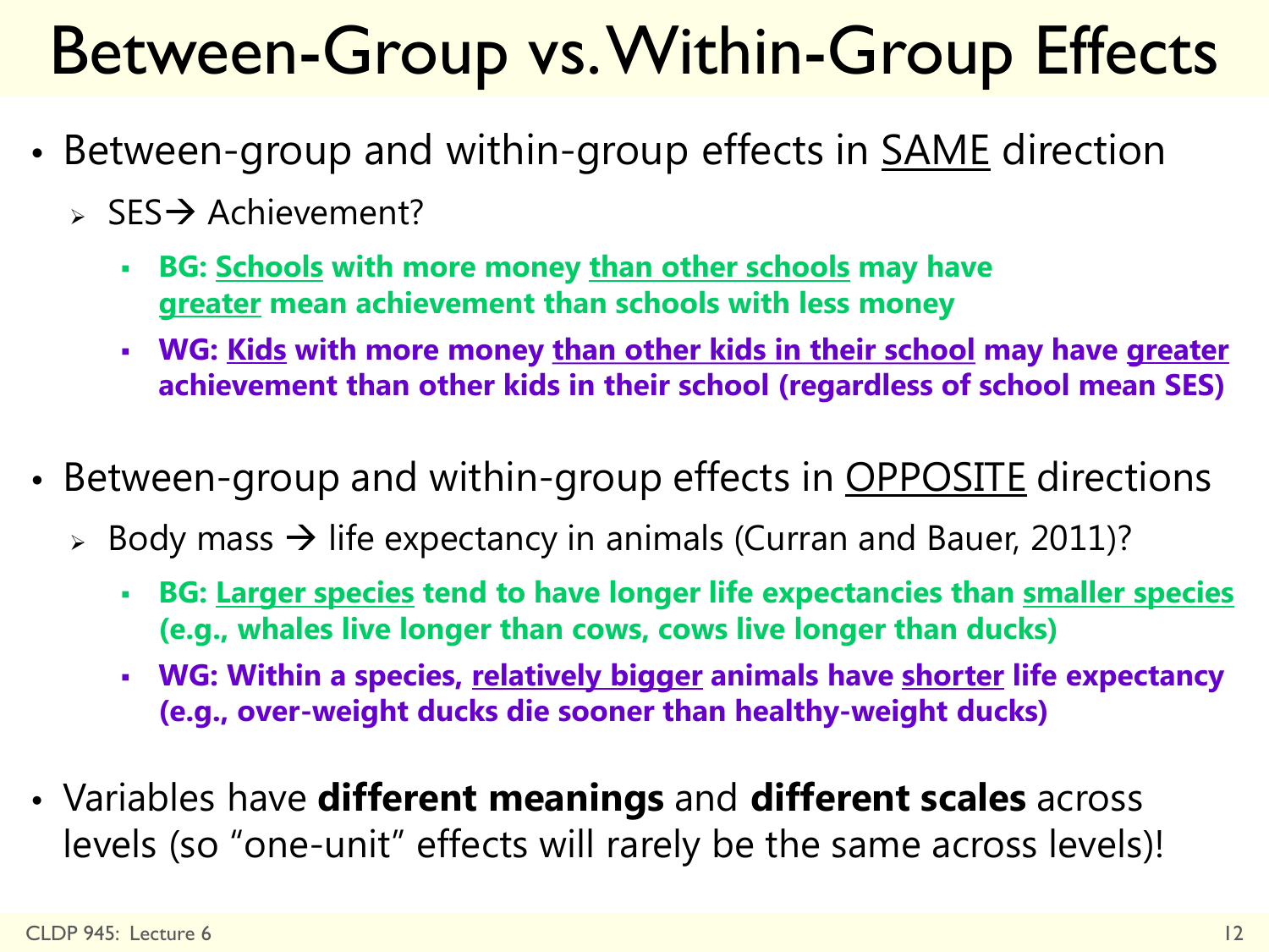# Between-Group vs. Within-Group Effects

- Between-group and within-group effects in SAME direction
  - SES → Achievement?
    - **BG: Schools with more money than other schools may have greater mean achievement than schools with less money**
    - **WG: Kids with more money than other kids in their school may have greater achievement than other kids in their school (regardless of school mean SES)**
- Between-group and within-group effects in OPPOSITE directions
  - Body mass → life expectancy in animals (Curran and Bauer, 2011)?
    - **BG: Larger species tend to have longer life expectancies than smaller species (e.g., whales live longer than cows, cows live longer than ducks)**
    - **WG: Within a species, relatively bigger animals have shorter life expectancy (e.g., over-weight ducks die sooner than healthy-weight ducks)**
- Variables have **different meanings** and **different scales** across levels (so "one-unit" effects will rarely be the same across levels)!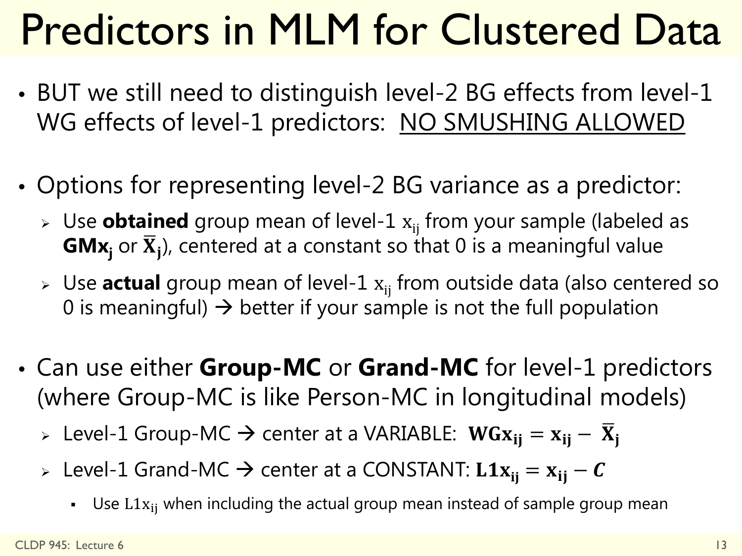# Predictors in MLM for Clustered Data

- BUT we still need to distinguish level-2 BG effects from level-1 WG effects of level-1 predictors: <u>NO SMUSHING ALLOWED</u>

- Options for representing level-2 BG variance as a predictor:
  - Use **obtained** group mean of level-1 $x_{ij}$ from your sample (labeled as $\mathbf{GMx_j}$ or $\mathbf{\bar{X}_j}$), centered at a constant so that 0 is a meaningful value
  - Use **actual** group mean of level-1 $x_{ij}$ from outside data (also centered so 0 is meaningful) → better if your sample is not the full population

- Can use either **Group-MC** or **Grand-MC** for level-1 predictors (where Group-MC is like Person-MC in longitudinal models)
  - Level-1 Group-MC → center at a VARIABLE: $\mathbf{WGx_{ij} = x_{ij} - \bar{X}_j}$
  - Level-1 Grand-MC → center at a CONSTANT: $\mathbf{L1x_{ij} = x_{ij} - \mathit{C}}$
    - Use $\mathrm{L1x_{ij}}$ when including the actual group mean instead of sample group mean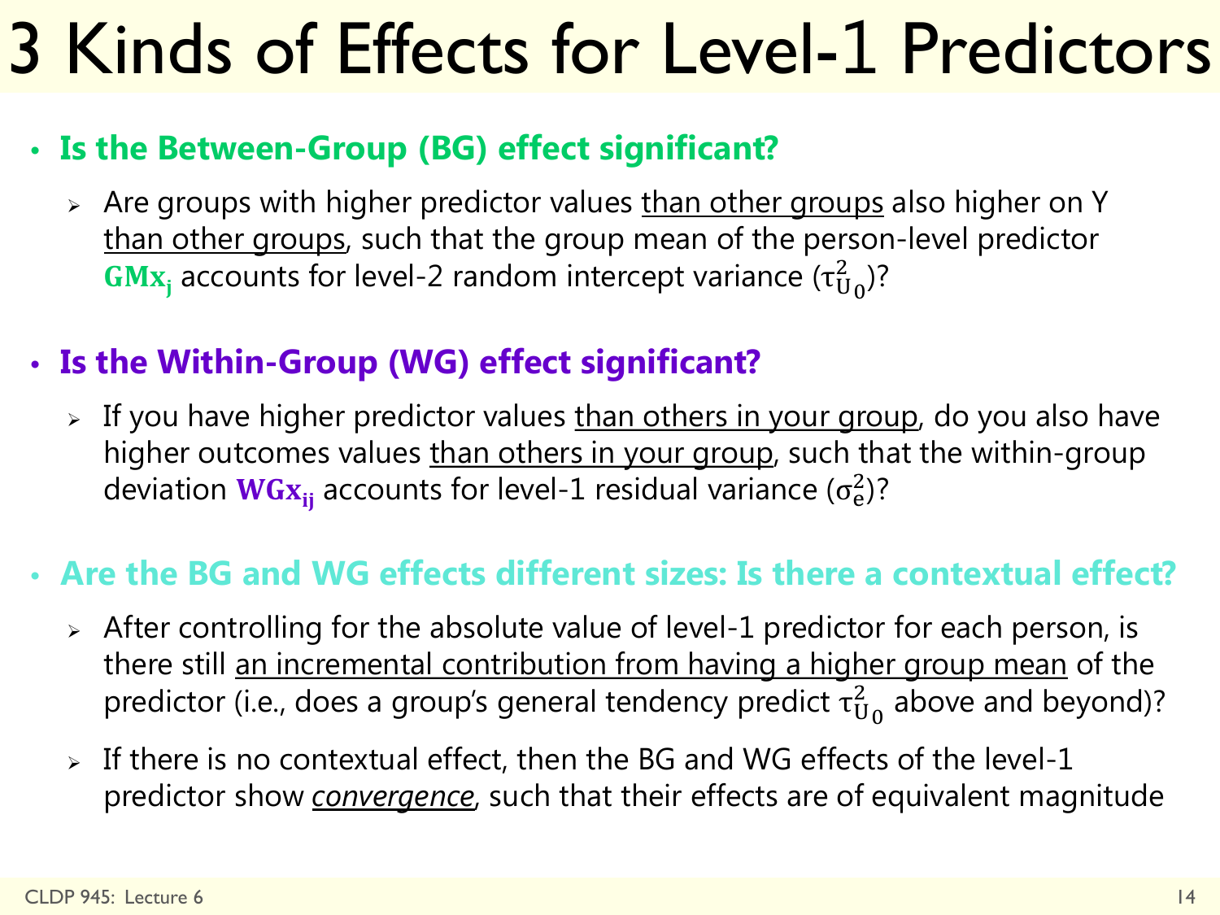# 3 Kinds of Effects for Level-1 Predictors

- **Is the Between-Group (BG) effect significant?**
  - Are groups with higher predictor values than other groups also higher on Y than other groups, such that the group mean of the person-level predictor $\mathbf{GMx_j}$ accounts for level-2 random intercept variance ($\tau^2_{U_0}$)?

- **Is the Within-Group (WG) effect significant?**
  - If you have higher predictor values than others in your group, do you also have higher outcomes values than others in your group, such that the within-group deviation $\mathbf{WGx_{ij}}$ accounts for level-1 residual variance ($\sigma^2_e$)?

- **Are the BG and WG effects different sizes: Is there a contextual effect?**
  - After controlling for the absolute value of level-1 predictor for each person, is there still an incremental contribution from having a higher group mean of the predictor (i.e., does a group's general tendency predict $\tau^2_{U_0}$ above and beyond)?
  - If there is no contextual effect, then the BG and WG effects of the level-1 predictor show *convergence*, such that their effects are of equivalent magnitude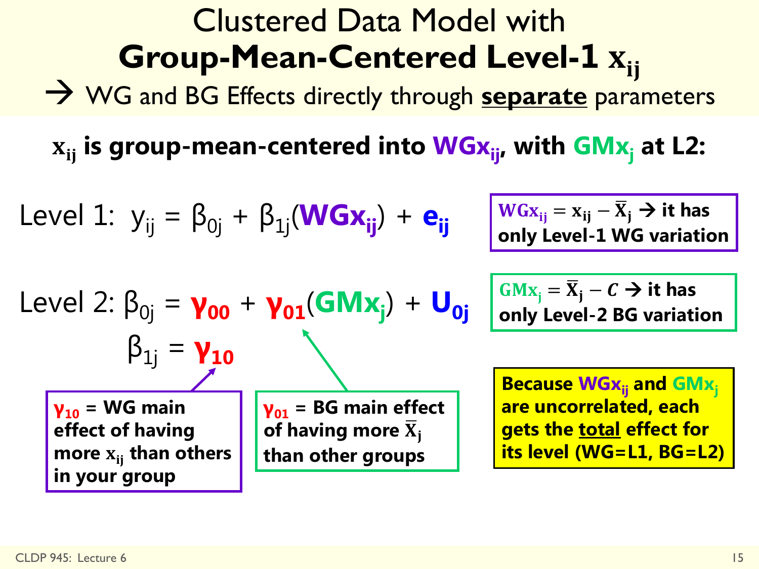# Clustered Data Model with **Group-Mean-Centered Level-1 $x_{ij}$**

## → WG and BG Effects directly through **separate** parameters

**$x_{ij}$ is group-mean-centered into $WGx_{ij}$, with $GMx_j$ at L2:**

Level 1: $y_{ij} = \beta_{0j} + \beta_{1j}(WGx_{ij}) + e_{ij}$

Level 2: $\beta_{0j} = \gamma_{00} + \gamma_{01}(GMx_j) + U_{0j}$

$\beta_{1j} = \gamma_{10}$

**$WGx_{ij} = x_{ij} - \bar{X}_j$ → it has only Level-1 WG variation**

**$GMx_j = \bar{X}_j - C$ → it has only Level-2 BG variation**

**$\gamma_{10}$ = WG main effect of having more $x_{ij}$ than others in your group**

**$\gamma_{01}$ = BG main effect of having more $\bar{X}_j$ than other groups**

**Because $WGx_{ij}$ and $GMx_j$ are uncorrelated, each gets the total effect for its level (WG=L1, BG=L2)**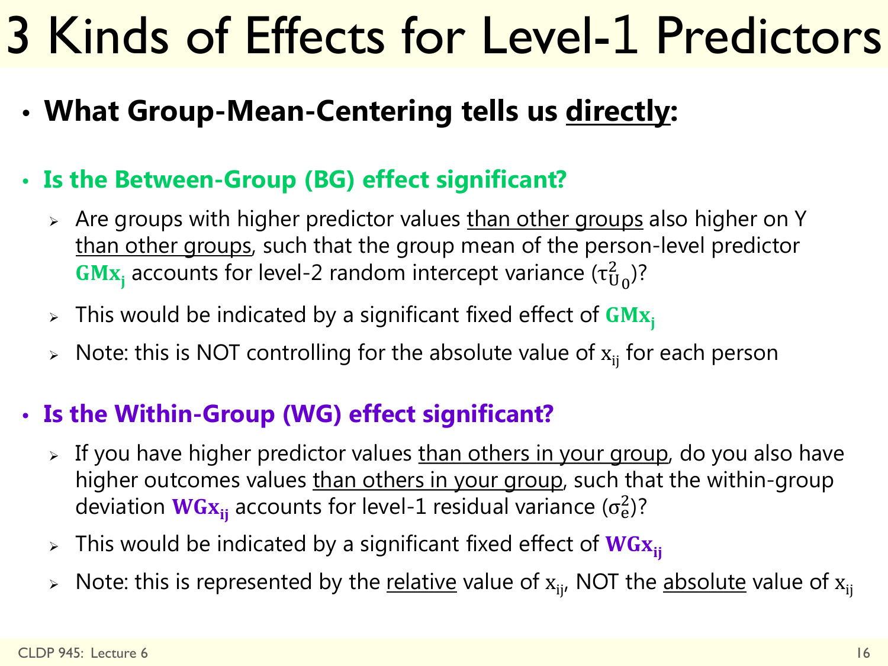# 3 Kinds of Effects for Level-1 Predictors

- **What Group-Mean-Centering tells us directly:**

- **Is the Between-Group (BG) effect significant?**
  - Are groups with higher predictor values than other groups also higher on Y than other groups, such that the group mean of the person-level predictor $\mathbf{GMx_j}$ accounts for level-2 random intercept variance ($\tau^2_{U_0}$)?
  - This would be indicated by a significant fixed effect of $\mathbf{GMx_j}$
  - Note: this is NOT controlling for the absolute value of $x_{ij}$ for each person

- **Is the Within-Group (WG) effect significant?**
  - If you have higher predictor values than others in your group, do you also have higher outcomes values than others in your group, such that the within-group deviation $\mathbf{WGx_{ij}}$ accounts for level-1 residual variance ($\sigma^2_e$)?
  - This would be indicated by a significant fixed effect of $\mathbf{WGx_{ij}}$
  - Note: this is represented by the relative value of $x_{ij}$, NOT the absolute value of $x_{ij}$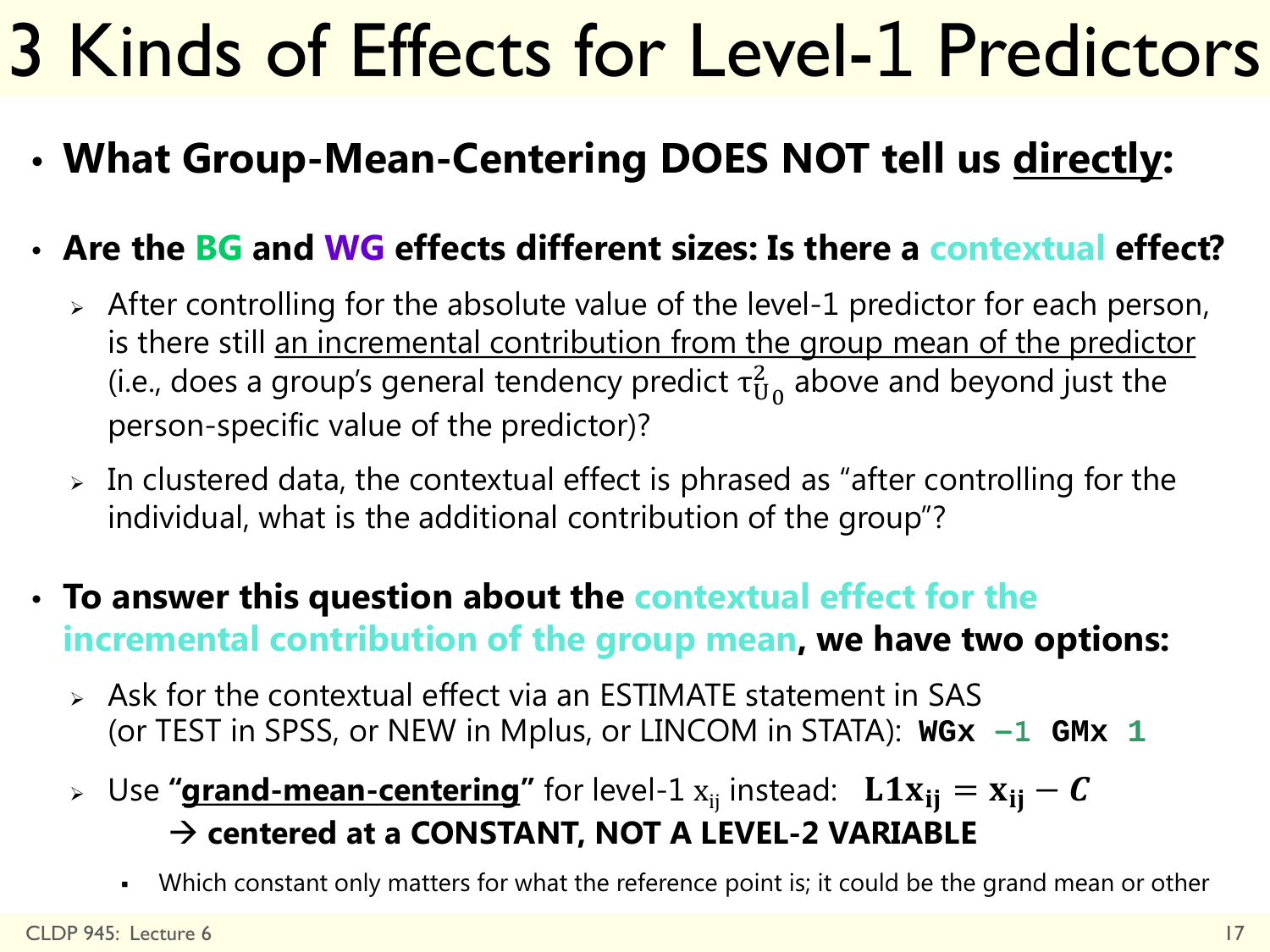# 3 Kinds of Effects for Level-1 Predictors

- **What Group-Mean-Centering DOES NOT tell us directly:**

- **Are the BG and WG effects different sizes: Is there a contextual effect?**
  - After controlling for the absolute value of the level-1 predictor for each person, is there still an incremental contribution from the group mean of the predictor (i.e., does a group's general tendency predict $\tau^2_{U_0}$ above and beyond just the person-specific value of the predictor)?
  - In clustered data, the contextual effect is phrased as "after controlling for the individual, what is the additional contribution of the group"?

- **To answer this question about the contextual effect for the incremental contribution of the group mean, we have two options:**
  - Ask for the contextual effect via an ESTIMATE statement in SAS (or TEST in SPSS, or NEW in Mplus, or LINCOM in STATA): `WGx -1 GMx 1`
  - Use **"grand-mean-centering"** for level-1 $x_{ij}$ instead: $\mathbf{L1x_{ij} = x_{ij} - \mathit{C}}$
    → **centered at a CONSTANT, NOT A LEVEL-2 VARIABLE**
    - Which constant only matters for what the reference point is; it could be the grand mean or other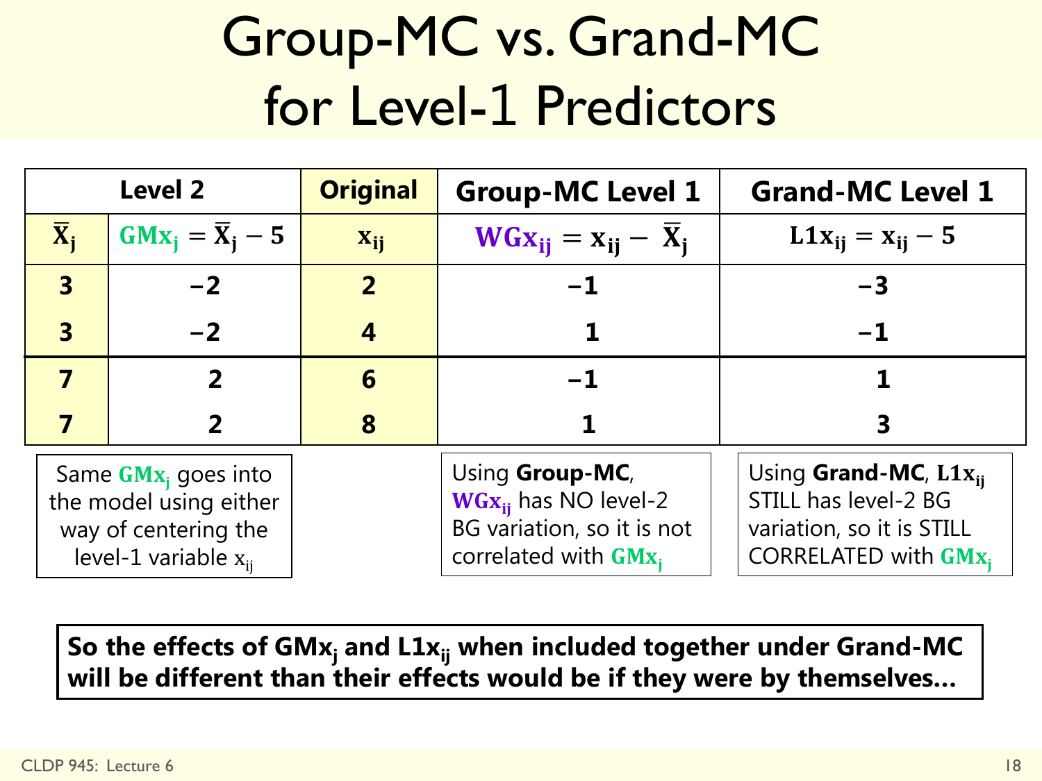# Group-MC vs. Grand-MC for Level-1 Predictors

| Level 2 | | Original | Group-MC Level 1 | Grand-MC Level 1 |
|---|---|---|---|---|
| $\bar{X}_j$ | $GMx_j = \bar{X}_j - 5$ | $x_{ij}$ | $WGx_{ij} = x_{ij} - \bar{X}_j$ | $L1x_{ij} = x_{ij} - 5$ |
| 3 | −2 | 2 | −1 | −3 |
| 3 | −2 | 4 | 1 | −1 |
| 7 | 2 | 6 | −1 | 1 |
| 7 | 2 | 8 | 1 | 3 |

Same $GMx_j$ goes into the model using either way of centering the level-1 variable $x_{ij}$

Using **Group-MC**, $WGx_{ij}$ has NO level-2 BG variation, so it is not correlated with $GMx_j$

Using **Grand-MC**, $L1x_{ij}$ STILL has level-2 BG variation, so it is STILL CORRELATED with $GMx_j$

**So the effects of $GMx_j$ and $L1x_{ij}$ when included together under Grand-MC will be different than their effects would be if they were by themselves…**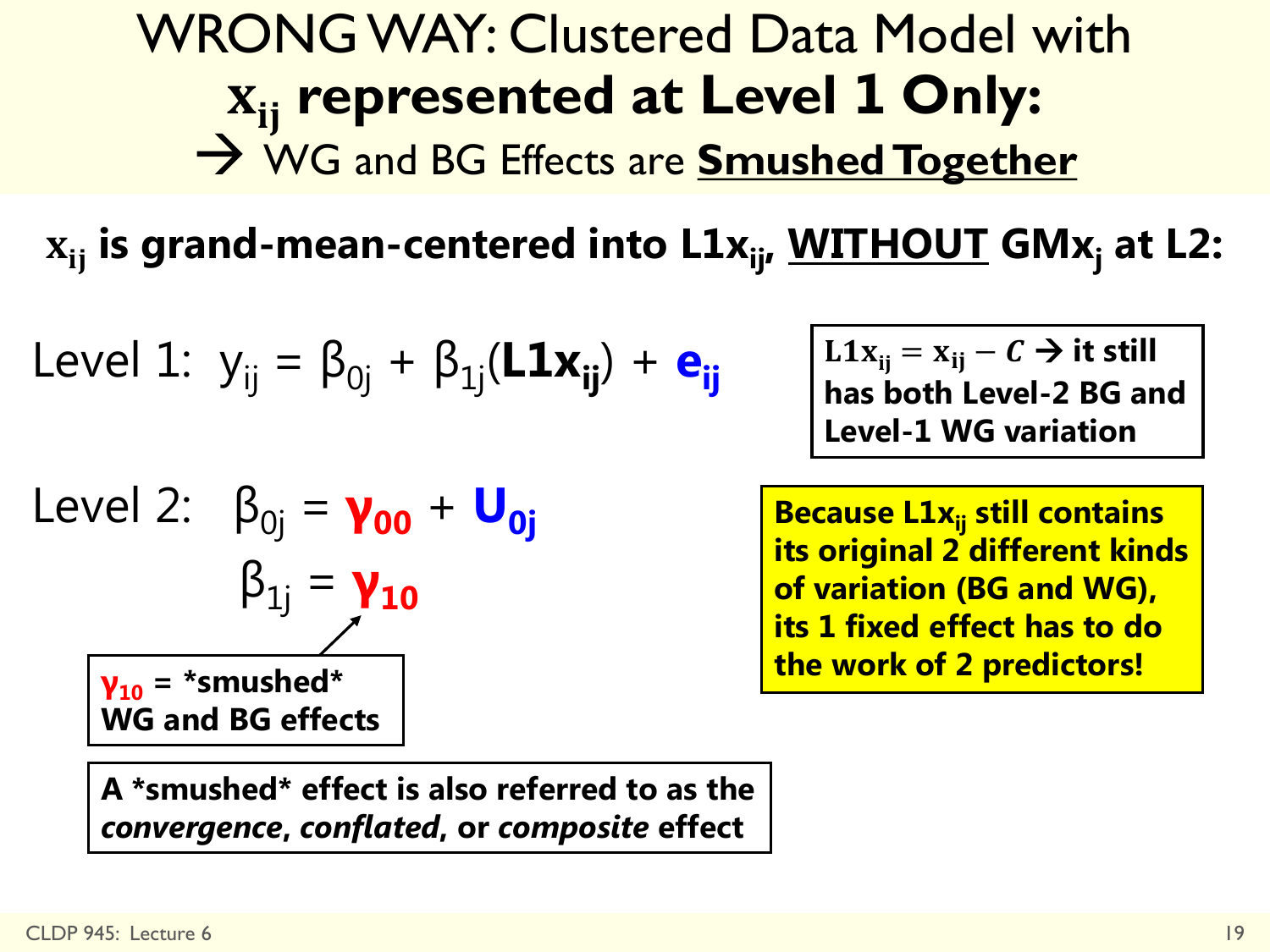# WRONG WAY: Clustered Data Model with $x_{ij}$ represented at Level 1 Only:

## → WG and BG Effects are **Smushed Together**

**$x_{ij}$ is grand-mean-centered into $L1x_{ij}$, WITHOUT $GMx_j$ at L2:**

Level 1: $y_{ij} = \beta_{0j} + \beta_{1j}(\mathbf{L1x_{ij}}) + e_{ij}$

Level 2: $\beta_{0j} = \gamma_{00} + U_{0j}$

$\beta_{1j} = \gamma_{10}$

**$L1x_{ij} = x_{ij} - C$ → it still has both Level-2 BG and Level-1 WG variation**

**Because $L1x_{ij}$ still contains its original 2 different kinds of variation (BG and WG), its 1 fixed effect has to do the work of 2 predictors!**

**$\gamma_{10}$ = \*smushed\* WG and BG effects**

**A \*smushed\* effect is also referred to as the *convergence*, *conflated*, or *composite* effect**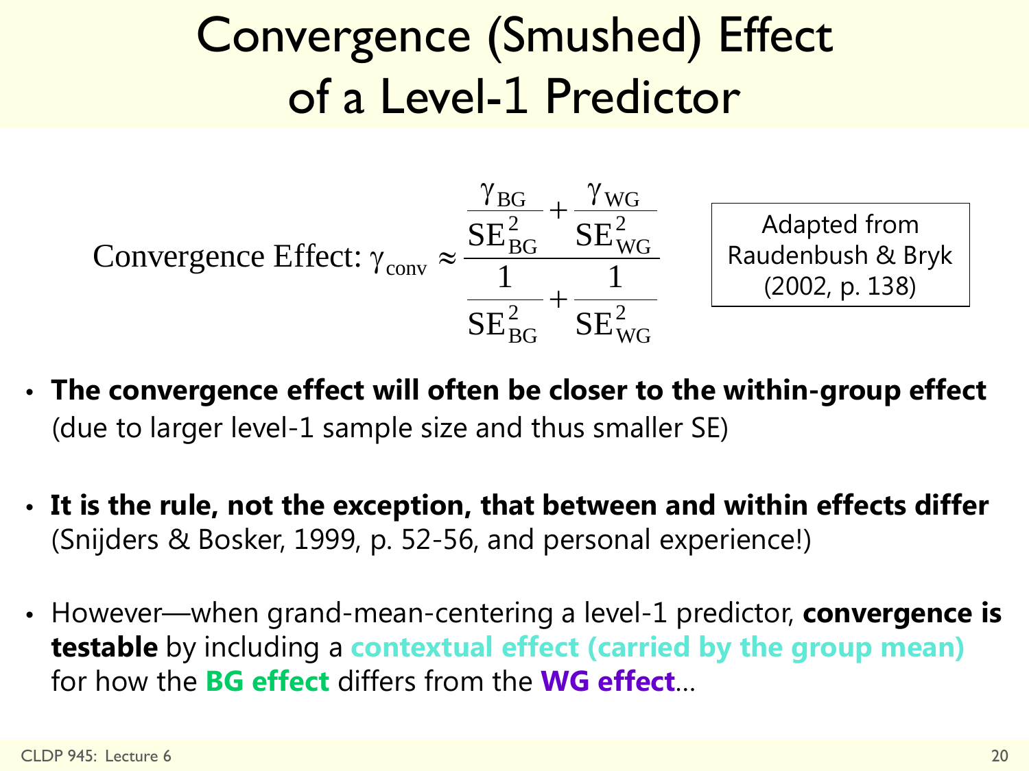# Convergence (Smushed) Effect of a Level-1 Predictor

$$\text{Convergence Effect: } \gamma_{\text{conv}} \approx \frac{\dfrac{\gamma_{\text{BG}}}{\text{SE}_{\text{BG}}^2} + \dfrac{\gamma_{\text{WG}}}{\text{SE}_{\text{WG}}^2}}{\dfrac{1}{\text{SE}_{\text{BG}}^2} + \dfrac{1}{\text{SE}_{\text{WG}}^2}}$$

Adapted from Raudenbush & Bryk (2002, p. 138)

- **The convergence effect will often be closer to the within-group effect** (due to larger level-1 sample size and thus smaller SE)
- **It is the rule, not the exception, that between and within effects differ** (Snijders & Bosker, 1999, p. 52-56, and personal experience!)
- However—when grand-mean-centering a level-1 predictor, **convergence is testable** by including a **contextual effect (carried by the group mean)** for how the **BG effect** differs from the **WG effect**…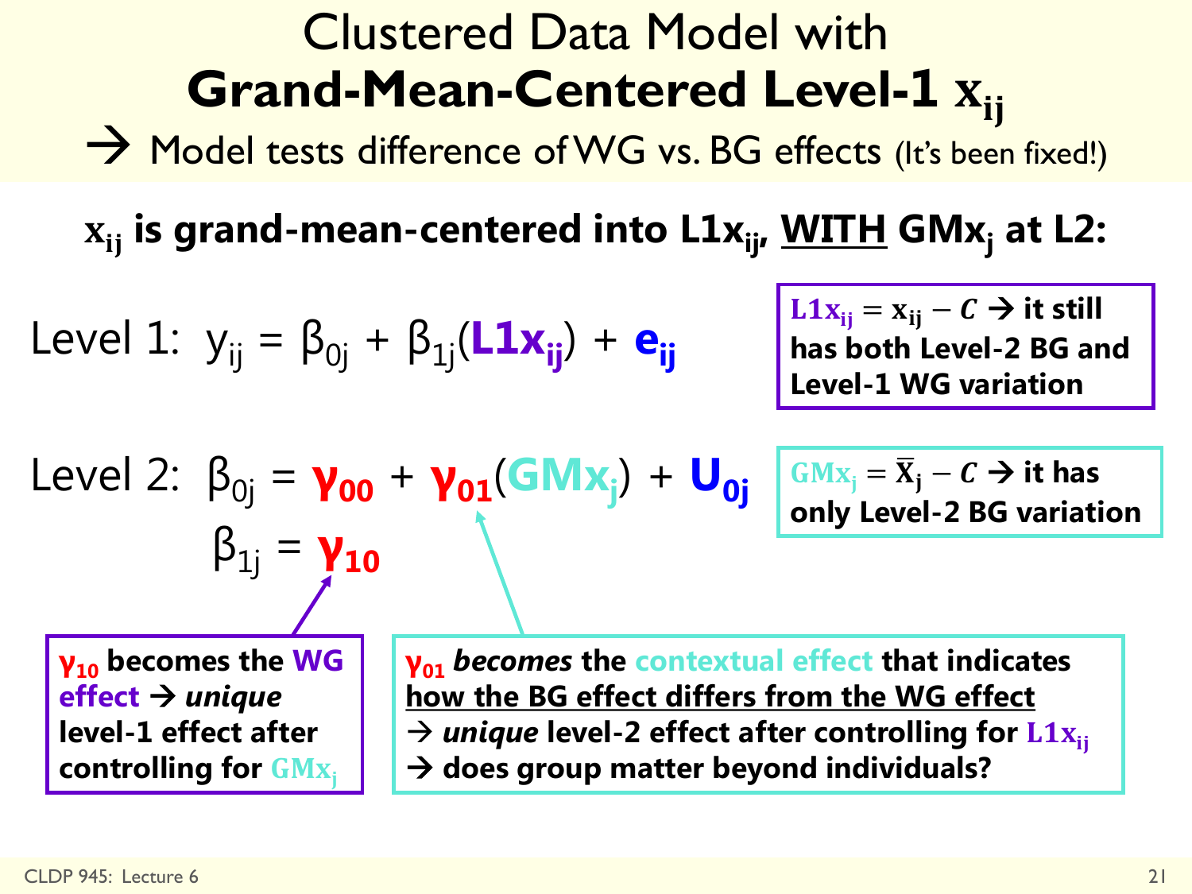# Clustered Data Model with **Grand-Mean-Centered Level-1 $x_{ij}$**

→ Model tests difference of WG vs. BG effects (It's been fixed!)

**$x_{ij}$ is grand-mean-centered into $L1x_{ij}$, WITH $GMx_j$ at L2:**

Level 1: $y_{ij} = \beta_{0j} + \beta_{1j}(L1x_{ij}) + e_{ij}$

**$L1x_{ij} = x_{ij} - C$ → it still has both Level-2 BG and Level-1 WG variation**

Level 2: $\beta_{0j} = \gamma_{00} + \gamma_{01}(GMx_j) + U_{0j}$

$\beta_{1j} = \gamma_{10}$

**$GMx_j = \bar{X}_j - C$ → it has only Level-2 BG variation**

**$\gamma_{10}$ becomes the WG effect → *unique* level-1 effect after controlling for $GMx_j$**

**$\gamma_{01}$ *becomes* the contextual effect that indicates how the BG effect differs from the WG effect → *unique* level-2 effect after controlling for $L1x_{ij}$ → does group matter beyond individuals?**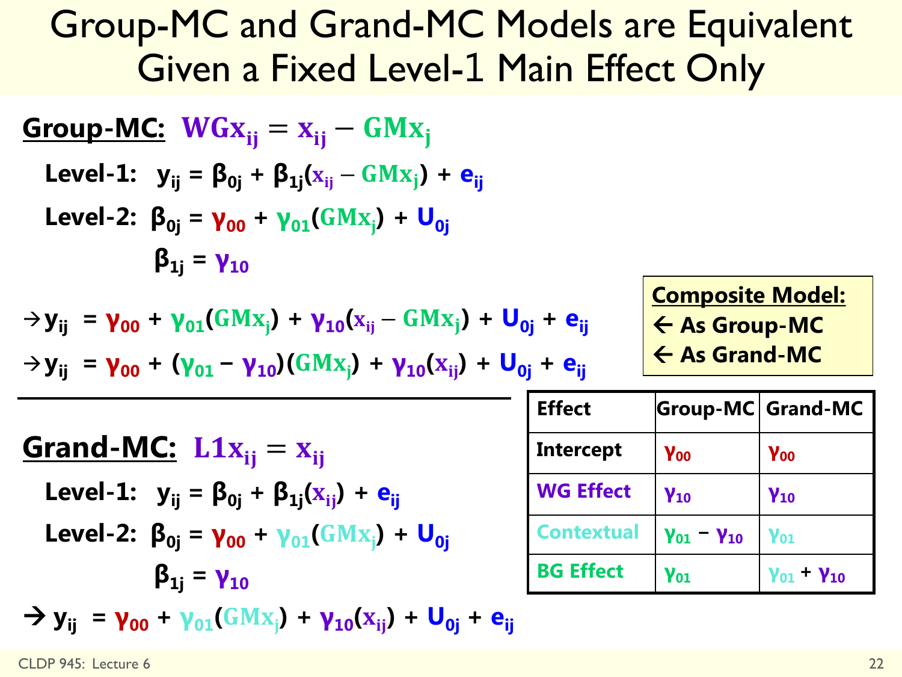# Group-MC and Grand-MC Models are Equivalent Given a Fixed Level-1 Main Effect Only

**Group-MC:** $WGx_{ij} = x_{ij} - GMx_j$

Level-1: $y_{ij} = \beta_{0j} + \beta_{1j}(x_{ij} - GMx_j) + e_{ij}$

Level-2: $\beta_{0j} = \gamma_{00} + \gamma_{01}(GMx_j) + U_{0j}$

$\beta_{1j} = \gamma_{10}$

$\rightarrow y_{ij} = \gamma_{00} + \gamma_{01}(GMx_j) + \gamma_{10}(x_{ij} - GMx_j) + U_{0j} + e_{ij}$

$\rightarrow y_{ij} = \gamma_{00} + (\gamma_{01} - \gamma_{10})(GMx_j) + \gamma_{10}(x_{ij}) + U_{0j} + e_{ij}$

**Composite Model:**
- ← As Group-MC
- ← As Grand-MC

---

**Grand-MC:** $L1x_{ij} = x_{ij}$

Level-1: $y_{ij} = \beta_{0j} + \beta_{1j}(x_{ij}) + e_{ij}$

Level-2: $\beta_{0j} = \gamma_{00} + \gamma_{01}(GMx_j) + U_{0j}$

$\beta_{1j} = \gamma_{10}$

$\rightarrow y_{ij} = \gamma_{00} + \gamma_{01}(GMx_j) + \gamma_{10}(x_{ij}) + U_{0j} + e_{ij}$

| Effect | Group-MC | Grand-MC |
|---|---|---|
| Intercept | $\gamma_{00}$ | $\gamma_{00}$ |
| WG Effect | $\gamma_{10}$ | $\gamma_{10}$ |
| Contextual | $\gamma_{01} - \gamma_{10}$ | $\gamma_{01}$ |
| BG Effect | $\gamma_{01}$ | $\gamma_{01} + \gamma_{10}$ |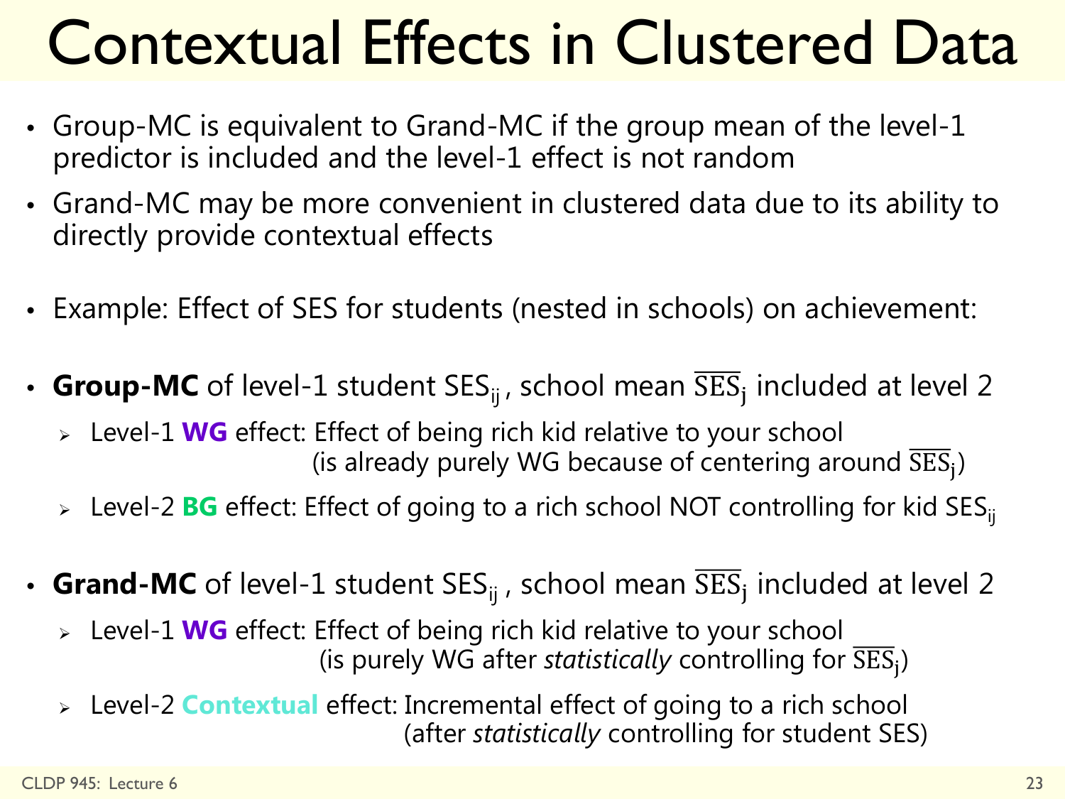# Contextual Effects in Clustered Data

- Group-MC is equivalent to Grand-MC if the group mean of the level-1 predictor is included and the level-1 effect is not random
- Grand-MC may be more convenient in clustered data due to its ability to directly provide contextual effects
- Example: Effect of SES for students (nested in schools) on achievement:
- **Group-MC** of level-1 student $SES_{ij}$, school mean $\overline{SES}_j$ included at level 2
  - Level-1 **WG** effect: Effect of being rich kid relative to your school (is already purely WG because of centering around $\overline{SES}_j$)
  - Level-2 **BG** effect: Effect of going to a rich school NOT controlling for kid $SES_{ij}$
- **Grand-MC** of level-1 student $SES_{ij}$, school mean $\overline{SES}_j$ included at level 2
  - Level-1 **WG** effect: Effect of being rich kid relative to your school (is purely WG after *statistically* controlling for $\overline{SES}_j$)
  - Level-2 **Contextual** effect: Incremental effect of going to a rich school (after *statistically* controlling for student SES)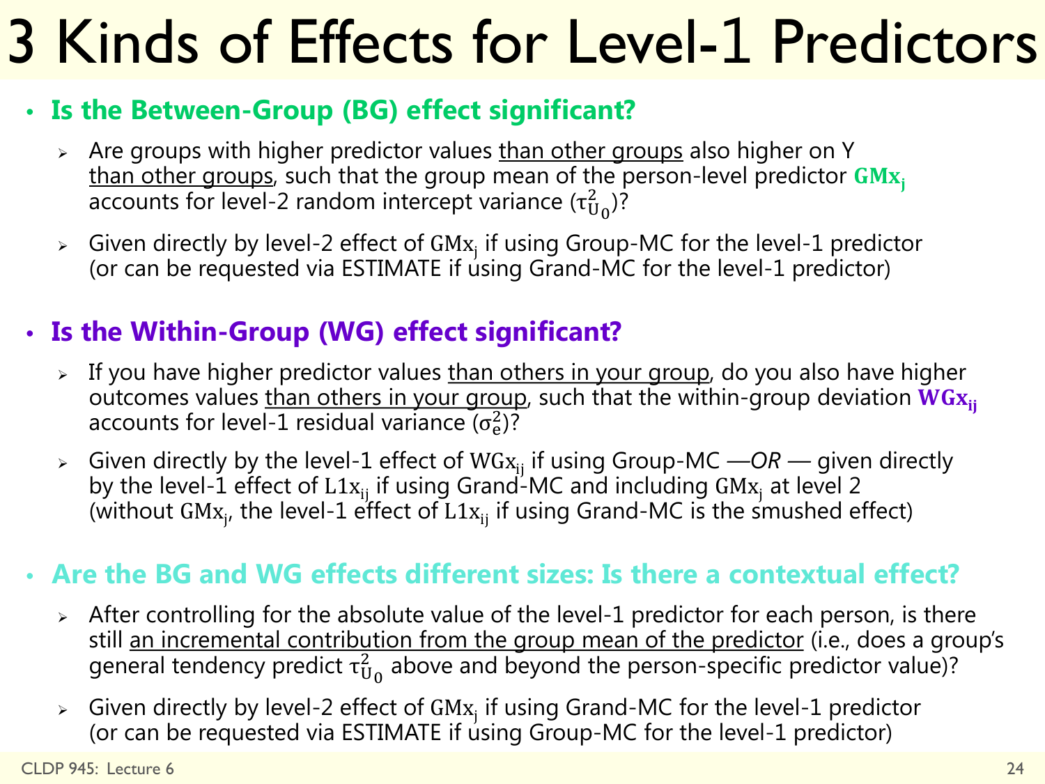# 3 Kinds of Effects for Level-1 Predictors

- **Is the Between-Group (BG) effect significant?**
  - Are groups with higher predictor values than other groups also higher on Y than other groups, such that the group mean of the person-level predictor $\mathbf{GMx_j}$ accounts for level-2 random intercept variance ($\tau^2_{U_0}$)?
  - Given directly by level-2 effect of $\mathrm{GMx_j}$ if using Group-MC for the level-1 predictor (or can be requested via ESTIMATE if using Grand-MC for the level-1 predictor)

- **Is the Within-Group (WG) effect significant?**
  - If you have higher predictor values than others in your group, do you also have higher outcomes values than others in your group, such that the within-group deviation $\mathbf{WGx_{ij}}$ accounts for level-1 residual variance ($\sigma^2_e$)?
  - Given directly by the level-1 effect of $\mathrm{WGx_{ij}}$ if using Group-MC —*OR* — given directly by the level-1 effect of $\mathrm{L1x_{ij}}$ if using Grand-MC and including $\mathrm{GMx_j}$ at level 2 (without $\mathrm{GMx_j}$, the level-1 effect of $\mathrm{L1x_{ij}}$ if using Grand-MC is the smushed effect)

- **Are the BG and WG effects different sizes: Is there a contextual effect?**
  - After controlling for the absolute value of the level-1 predictor for each person, is there still an incremental contribution from the group mean of the predictor (i.e., does a group's general tendency predict $\tau^2_{U_0}$ above and beyond the person-specific predictor value)?
  - Given directly by level-2 effect of $\mathrm{GMx_j}$ if using Grand-MC for the level-1 predictor (or can be requested via ESTIMATE if using Group-MC for the level-1 predictor)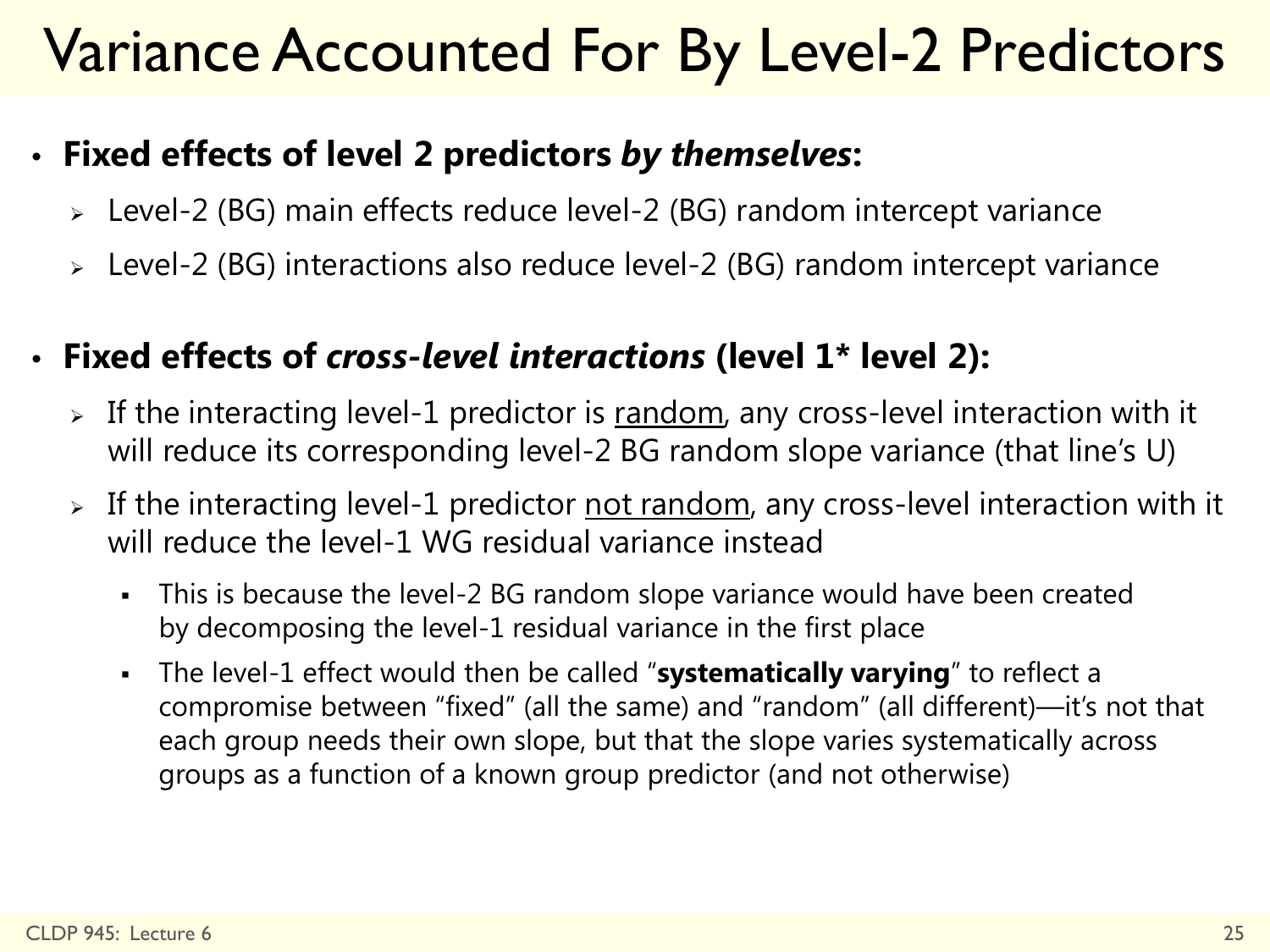# Variance Accounted For By Level-2 Predictors

- **Fixed effects of level 2 predictors *by themselves*:**
  - Level-2 (BG) main effects reduce level-2 (BG) random intercept variance
  - Level-2 (BG) interactions also reduce level-2 (BG) random intercept variance

- **Fixed effects of *cross-level interactions* (level 1* level 2):**
  - If the interacting level-1 predictor is <u>random</u>, any cross-level interaction with it will reduce its corresponding level-2 BG random slope variance (that line's U)
  - If the interacting level-1 predictor <u>not random</u>, any cross-level interaction with it will reduce the level-1 WG residual variance instead
    - This is because the level-2 BG random slope variance would have been created by decomposing the level-1 residual variance in the first place
    - The level-1 effect would then be called "**systematically varying**" to reflect a compromise between "fixed" (all the same) and "random" (all different)—it's not that each group needs their own slope, but that the slope varies systematically across groups as a function of a known group predictor (and not otherwise)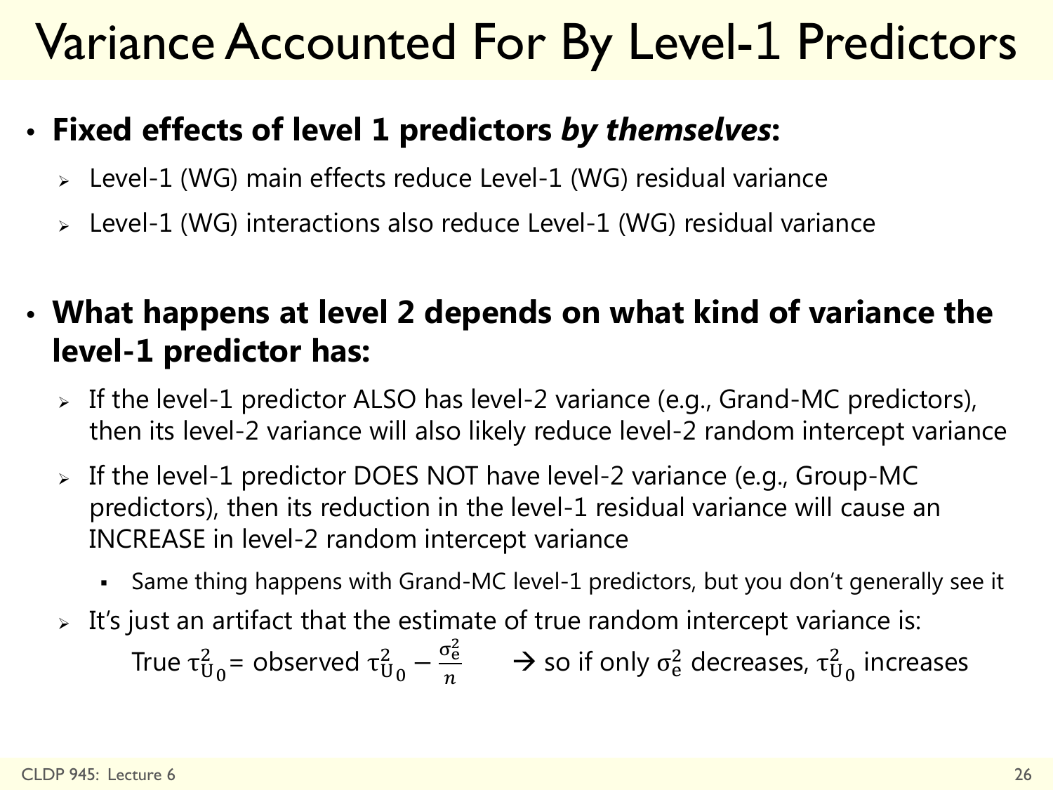# Variance Accounted For By Level-1 Predictors

- **Fixed effects of level 1 predictors *by themselves*:**
  - Level-1 (WG) main effects reduce Level-1 (WG) residual variance
  - Level-1 (WG) interactions also reduce Level-1 (WG) residual variance

- **What happens at level 2 depends on what kind of variance the level-1 predictor has:**
  - If the level-1 predictor ALSO has level-2 variance (e.g., Grand-MC predictors), then its level-2 variance will also likely reduce level-2 random intercept variance
  - If the level-1 predictor DOES NOT have level-2 variance (e.g., Group-MC predictors), then its reduction in the level-1 residual variance will cause an INCREASE in level-2 random intercept variance
    - Same thing happens with Grand-MC level-1 predictors, but you don't generally see it
  - It's just an artifact that the estimate of true random intercept variance is:

    True $\tau^2_{U_0}$ = observed $\tau^2_{U_0} - \frac{\sigma^2_e}{n}$ → so if only $\sigma^2_e$ decreases, $\tau^2_{U_0}$ increases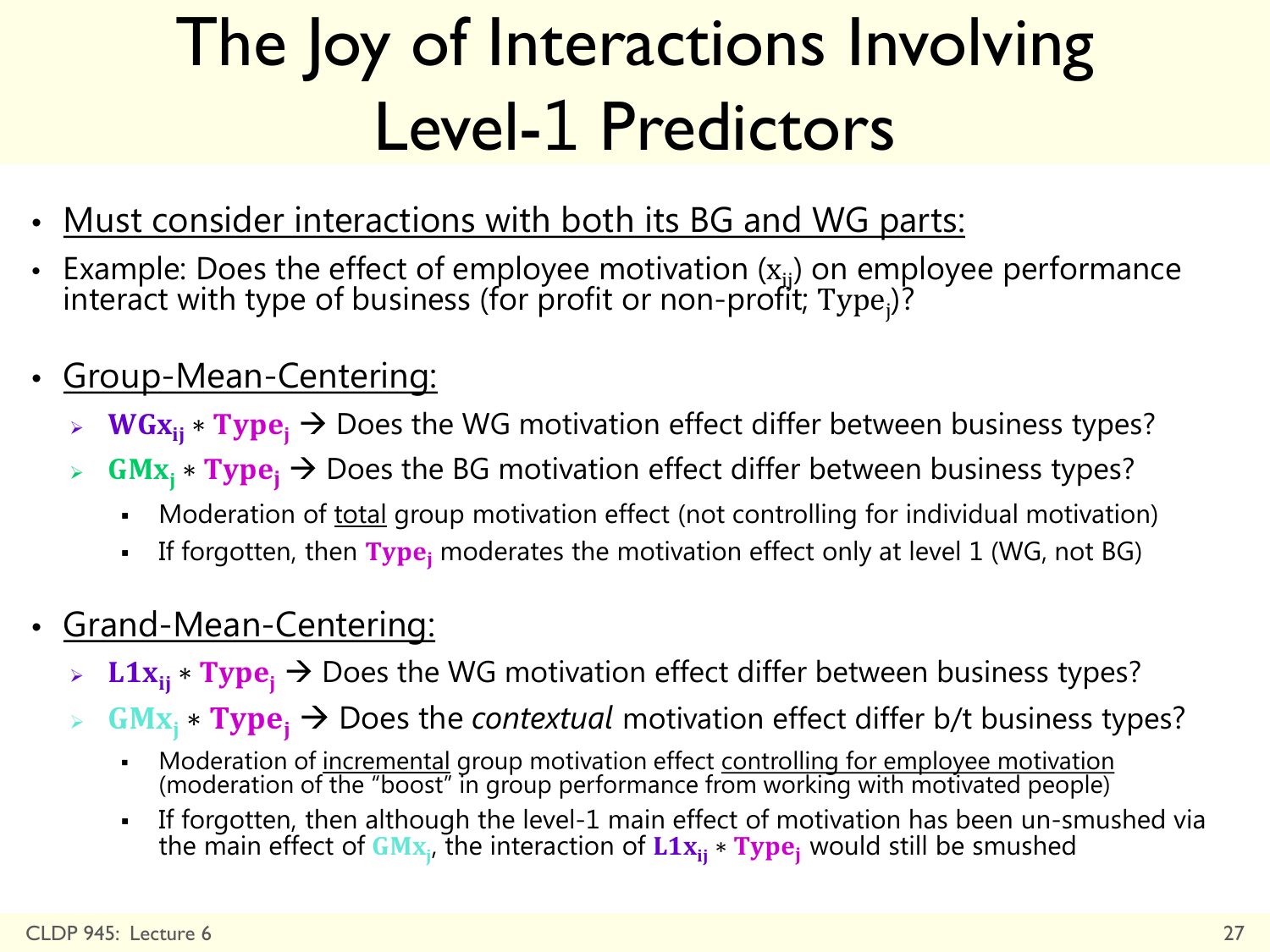# The Joy of Interactions Involving Level-1 Predictors

- Must consider interactions with both its BG and WG parts:
- Example: Does the effect of employee motivation ($x_{ij}$) on employee performance interact with type of business (for profit or non-profit; $\text{Type}_j$)?

- Group-Mean-Centering:
  - $\mathbf{WGx_{ij}} * \mathbf{Type_j}$ → Does the WG motivation effect differ between business types?
  - $\mathbf{GMx_j} * \mathbf{Type_j}$ → Does the BG motivation effect differ between business types?
    - Moderation of total group motivation effect (not controlling for individual motivation)
    - If forgotten, then $\mathbf{Type_j}$ moderates the motivation effect only at level 1 (WG, not BG)

- Grand-Mean-Centering:
  - $\mathbf{L1x_{ij}} * \mathbf{Type_j}$ → Does the WG motivation effect differ between business types?
  - $\mathbf{GMx_j} * \mathbf{Type_j}$ → Does the *contextual* motivation effect differ b/t business types?
    - Moderation of incremental group motivation effect controlling for employee motivation (moderation of the "boost" in group performance from working with motivated people)
    - If forgotten, then although the level-1 main effect of motivation has been un-smushed via the main effect of $\mathbf{GMx_j}$, the interaction of $\mathbf{L1x_{ij}} * \mathbf{Type_j}$ would still be smushed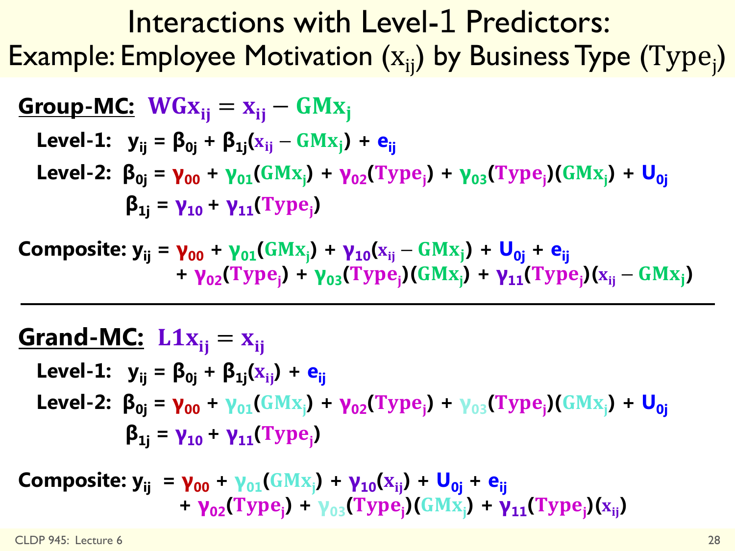# Interactions with Level-1 Predictors:

## Example: Employee Motivation ($x_{ij}$) by Business Type ($Type_j$)

**Group-MC:** $WGx_{ij} = x_{ij} - GMx_j$

**Level-1:** $y_{ij} = \beta_{0j} + \beta_{1j}(x_{ij} - GMx_j) + e_{ij}$

**Level-2:** $\beta_{0j} = \gamma_{00} + \gamma_{01}(GMx_j) + \gamma_{02}(Type_j) + \gamma_{03}(Type_j)(GMx_j) + U_{0j}$

$\beta_{1j} = \gamma_{10} + \gamma_{11}(Type_j)$

**Composite:** $y_{ij} = \gamma_{00} + \gamma_{01}(GMx_j) + \gamma_{10}(x_{ij} - GMx_j) + U_{0j} + e_{ij}$
$+ \gamma_{02}(Type_j) + \gamma_{03}(Type_j)(GMx_j) + \gamma_{11}(Type_j)(x_{ij} - GMx_j)$

---

**Grand-MC:** $L1x_{ij} = x_{ij}$

**Level-1:** $y_{ij} = \beta_{0j} + \beta_{1j}(x_{ij}) + e_{ij}$

**Level-2:** $\beta_{0j} = \gamma_{00} + \gamma_{01}(GMx_j) + \gamma_{02}(Type_j) + \gamma_{03}(Type_j)(GMx_j) + U_{0j}$

$\beta_{1j} = \gamma_{10} + \gamma_{11}(Type_j)$

**Composite:** $y_{ij} = \gamma_{00} + \gamma_{01}(GMx_j) + \gamma_{10}(x_{ij}) + U_{0j} + e_{ij}$
$+ \gamma_{02}(Type_j) + \gamma_{03}(Type_j)(GMx_j) + \gamma_{11}(Type_j)(x_{ij})$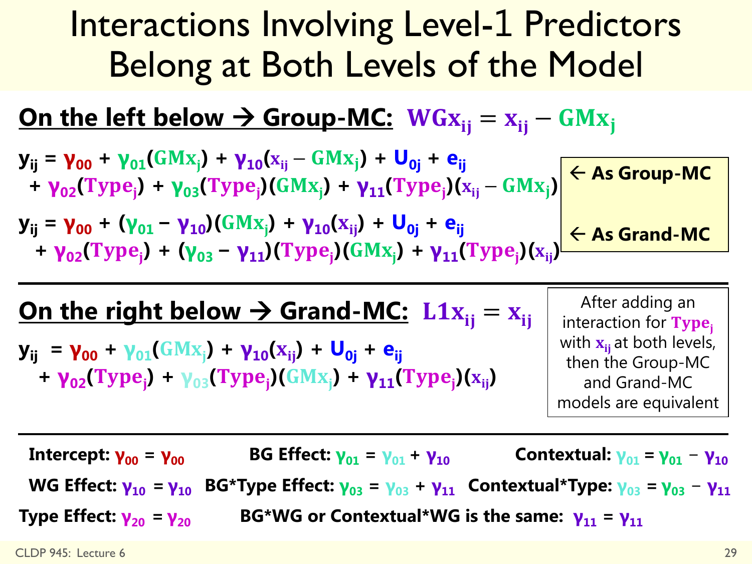# Interactions Involving Level-1 Predictors Belong at Both Levels of the Model

**On the left below → Group-MC:** $WGx_{ij} = x_{ij} - GMx_j$

$$y_{ij} = \gamma_{00} + \gamma_{01}(GMx_j) + \gamma_{10}(x_{ij} - GMx_j) + U_{0j} + e_{ij} + \gamma_{02}(Type_j) + \gamma_{03}(Type_j)(GMx_j) + \gamma_{11}(Type_j)(x_{ij} - GMx_j)$$

← As Group-MC

$$y_{ij} = \gamma_{00} + (\gamma_{01} - \gamma_{10})(GMx_j) + \gamma_{10}(x_{ij}) + U_{0j} + e_{ij} + \gamma_{02}(Type_j) + (\gamma_{03} - \gamma_{11})(Type_j)(GMx_j) + \gamma_{11}(Type_j)(x_{ij})$$

← As Grand-MC

**On the right below → Grand-MC:** $L1x_{ij} = x_{ij}$

$$y_{ij} = \gamma_{00} + \gamma_{01}(GMx_j) + \gamma_{10}(x_{ij}) + U_{0j} + e_{ij} + \gamma_{02}(Type_j) + \gamma_{03}(Type_j)(GMx_j) + \gamma_{11}(Type_j)(x_{ij})$$

After adding an interaction for $Type_j$ with $x_{ij}$ at both levels, then the Group-MC and Grand-MC models are equivalent

**Intercept:** $\gamma_{00} = \gamma_{00}$

**BG Effect:** $\gamma_{01} = \gamma_{01} + \gamma_{10}$

**Contextual:** $\gamma_{01} = \gamma_{01} - \gamma_{10}$

**WG Effect:** $\gamma_{10} = \gamma_{10}$

**BG*Type Effect:** $\gamma_{03} = \gamma_{03} + \gamma_{11}$

**Contextual*Type:** $\gamma_{03} = \gamma_{03} - \gamma_{11}$

**Type Effect:** $\gamma_{20} = \gamma_{20}$

**BG*WG or Contextual*WG is the same:** $\gamma_{11} = \gamma_{11}$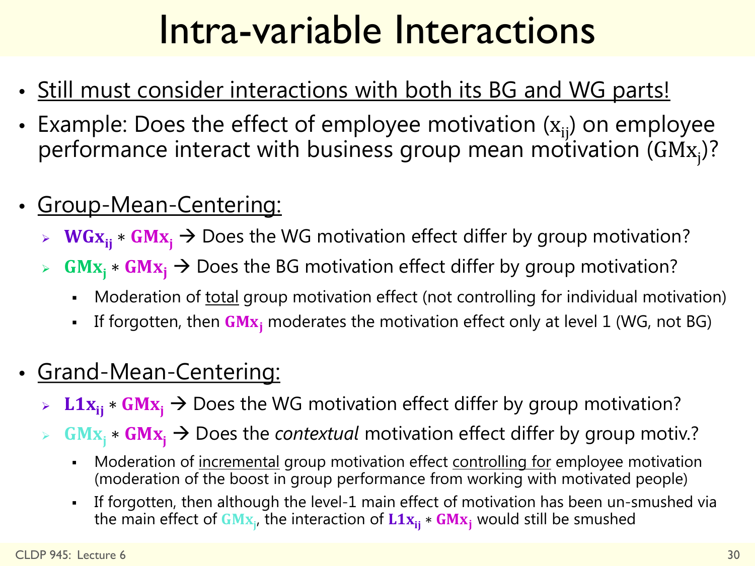# Intra-variable Interactions

- Still must consider interactions with both its BG and WG parts!
- Example: Does the effect of employee motivation ($x_{ij}$) on employee performance interact with business group mean motivation ($GMx_j$)?

- Group-Mean-Centering:
  - $\mathbf{WGx_{ij}} * \mathbf{GMx_j}$ → Does the WG motivation effect differ by group motivation?
  - $\mathbf{GMx_j} * \mathbf{GMx_j}$ → Does the BG motivation effect differ by group motivation?
    - Moderation of total group motivation effect (not controlling for individual motivation)
    - If forgotten, then $\mathbf{GMx_j}$ moderates the motivation effect only at level 1 (WG, not BG)

- Grand-Mean-Centering:
  - $\mathbf{L1x_{ij}} * \mathbf{GMx_j}$ → Does the WG motivation effect differ by group motivation?
  - $\mathbf{GMx_j} * \mathbf{GMx_j}$ → Does the *contextual* motivation effect differ by group motiv.?
    - Moderation of incremental group motivation effect controlling for employee motivation (moderation of the boost in group performance from working with motivated people)
    - If forgotten, then although the level-1 main effect of motivation has been un-smushed via the main effect of $\mathbf{GMx_j}$, the interaction of $\mathbf{L1x_{ij}} * \mathbf{GMx_j}$ would still be smushed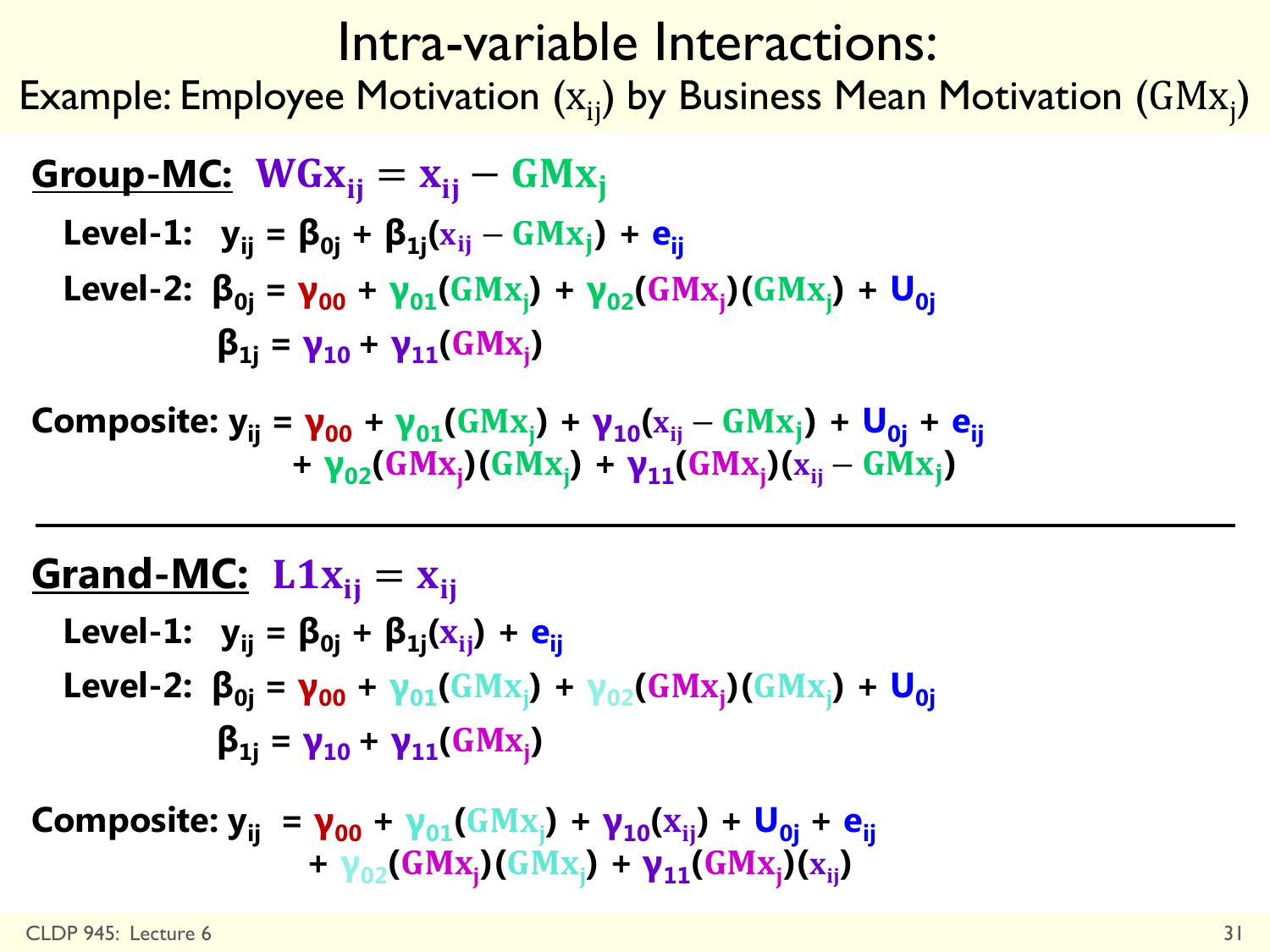# Intra-variable Interactions:

## Example: Employee Motivation ($x_{ij}$) by Business Mean Motivation ($GMx_j$)

**Group-MC:** $WGx_{ij} = x_{ij} - GMx_j$

**Level-1:** $y_{ij} = \beta_{0j} + \beta_{1j}(x_{ij} - GMx_j) + e_{ij}$

**Level-2:** $\beta_{0j} = \gamma_{00} + \gamma_{01}(GMx_j) + \gamma_{02}(GMx_j)(GMx_j) + U_{0j}$

$\beta_{1j} = \gamma_{10} + \gamma_{11}(GMx_j)$

**Composite:** $y_{ij} = \gamma_{00} + \gamma_{01}(GMx_j) + \gamma_{10}(x_{ij} - GMx_j) + U_{0j} + e_{ij}$
$+ \gamma_{02}(GMx_j)(GMx_j) + \gamma_{11}(GMx_j)(x_{ij} - GMx_j)$

---

**Grand-MC:** $L1x_{ij} = x_{ij}$

**Level-1:** $y_{ij} = \beta_{0j} + \beta_{1j}(x_{ij}) + e_{ij}$

**Level-2:** $\beta_{0j} = \gamma_{00} + \gamma_{01}(GMx_j) + \gamma_{02}(GMx_j)(GMx_j) + U_{0j}$

$\beta_{1j} = \gamma_{10} + \gamma_{11}(GMx_j)$

**Composite:** $y_{ij} = \gamma_{00} + \gamma_{01}(GMx_j) + \gamma_{10}(x_{ij}) + U_{0j} + e_{ij}$
$+ \gamma_{02}(GMx_j)(GMx_j) + \gamma_{11}(GMx_j)(x_{ij})$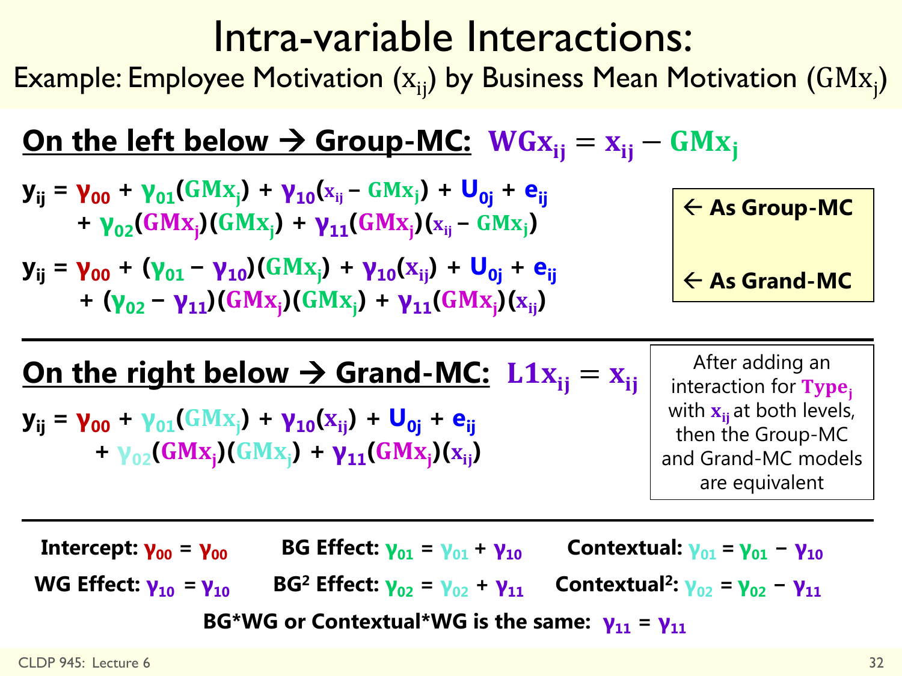# Intra-variable Interactions:

Example: Employee Motivation ($x_{ij}$) by Business Mean Motivation ($GMx_j$)

**On the left below → Group-MC:** $WGx_{ij} = x_{ij} - GMx_j$

$$y_{ij} = \gamma_{00} + \gamma_{01}(GMx_j) + \gamma_{10}(x_{ij} - GMx_j) + U_{0j} + e_{ij} + \gamma_{02}(GMx_j)(GMx_j) + \gamma_{11}(GMx_j)(x_{ij} - GMx_j)$$

← As Group-MC

$$y_{ij} = \gamma_{00} + (\gamma_{01} - \gamma_{10})(GMx_j) + \gamma_{10}(x_{ij}) + U_{0j} + e_{ij} + (\gamma_{02} - \gamma_{11})(GMx_j)(GMx_j) + \gamma_{11}(GMx_j)(x_{ij})$$

← As Grand-MC

**On the right below → Grand-MC:** $L1x_{ij} = x_{ij}$

$$y_{ij} = \gamma_{00} + \gamma_{01}(GMx_j) + \gamma_{10}(x_{ij}) + U_{0j} + e_{ij} + \gamma_{02}(GMx_j)(GMx_j) + \gamma_{11}(GMx_j)(x_{ij})$$

After adding an interaction for $Type_j$ with $x_{ij}$ at both levels, then the Group-MC and Grand-MC models are equivalent

**Intercept:** $\gamma_{00} = \gamma_{00}$ **BG Effect:** $\gamma_{01} = \gamma_{01} + \gamma_{10}$ **Contextual:** $\gamma_{01} = \gamma_{01} - \gamma_{10}$

**WG Effect:** $\gamma_{10} = \gamma_{10}$ **BG² Effect:** $\gamma_{02} = \gamma_{02} + \gamma_{11}$ **Contextual²:** $\gamma_{02} = \gamma_{02} - \gamma_{11}$

**BG*WG or Contextual*WG is the same:** $\gamma_{11} = \gamma_{11}$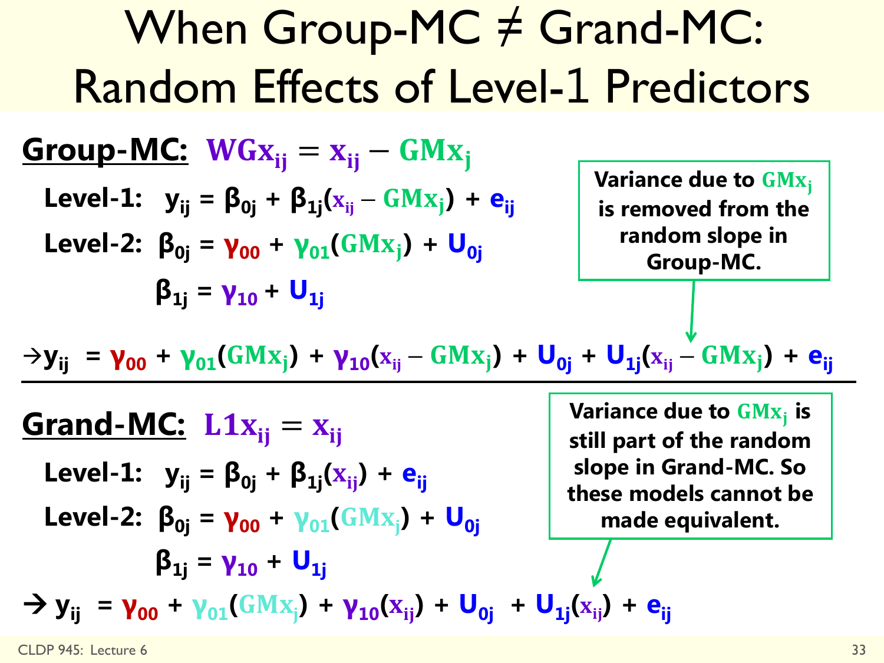# When Group-MC ≠ Grand-MC: Random Effects of Level-1 Predictors

**Group-MC:** $\mathbf{WGx_{ij} = x_{ij} - GMx_j}$

**Level-1:** $y_{ij} = \beta_{0j} + \beta_{1j}(x_{ij} - GMx_j) + e_{ij}$

**Level-2:** $\beta_{0j} = \gamma_{00} + \gamma_{01}(GMx_j) + U_{0j}$

$\beta_{1j} = \gamma_{10} + U_{1j}$

$\rightarrow y_{ij} = \gamma_{00} + \gamma_{01}(GMx_j) + \gamma_{10}(x_{ij} - GMx_j) + U_{0j} + U_{1j}(x_{ij} - GMx_j) + e_{ij}$

> **Variance due to $GMx_j$ is removed from the random slope in Group-MC.**

---

**Grand-MC:** $\mathbf{L1x_{ij} = x_{ij}}$

**Level-1:** $y_{ij} = \beta_{0j} + \beta_{1j}(x_{ij}) + e_{ij}$

**Level-2:** $\beta_{0j} = \gamma_{00} + \gamma_{01}(GMx_j) + U_{0j}$

$\beta_{1j} = \gamma_{10} + U_{1j}$

$\rightarrow y_{ij} = \gamma_{00} + \gamma_{01}(GMx_j) + \gamma_{10}(x_{ij}) + U_{0j} + U_{1j}(x_{ij}) + e_{ij}$

> **Variance due to $GMx_j$ is still part of the random slope in Grand-MC. So these models cannot be made equivalent.**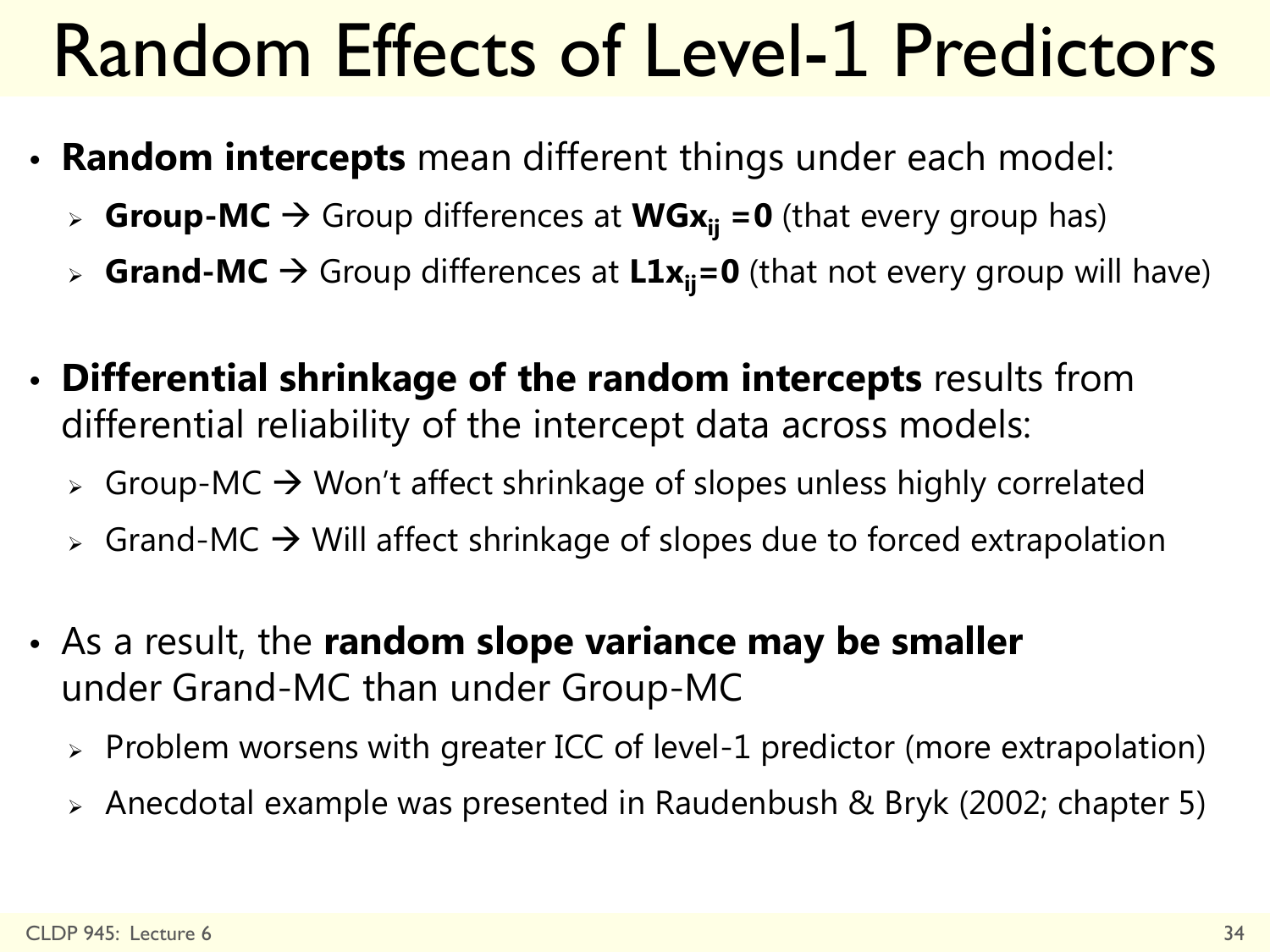# Random Effects of Level-1 Predictors

- **Random intercepts** mean different things under each model:
  - **Group-MC** → Group differences at $\mathbf{WGx_{ij} = 0}$ (that every group has)
  - **Grand-MC** → Group differences at $\mathbf{L1x_{ij} = 0}$ (that not every group will have)

- **Differential shrinkage of the random intercepts** results from differential reliability of the intercept data across models:
  - Group-MC → Won't affect shrinkage of slopes unless highly correlated
  - Grand-MC → Will affect shrinkage of slopes due to forced extrapolation

- As a result, the **random slope variance may be smaller** under Grand-MC than under Group-MC
  - Problem worsens with greater ICC of level-1 predictor (more extrapolation)
  - Anecdotal example was presented in Raudenbush & Bryk (2002; chapter 5)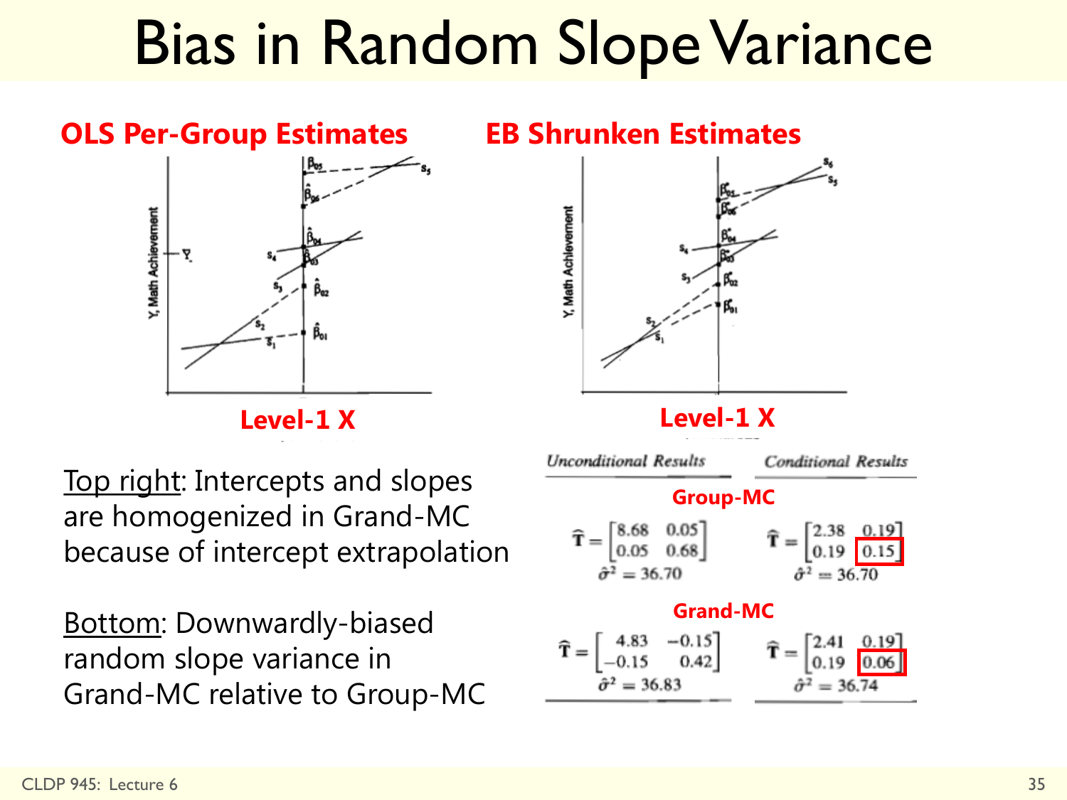# Bias in Random Slope Variance

**OLS Per-Group Estimates**

**EB Shrunken Estimates**

**Level-1 X**

**Level-1 X**

Top right: Intercepts and slopes are homogenized in Grand-MC because of intercept extrapolation

Bottom: Downwardly-biased random slope variance in Grand-MC relative to Group-MC

| | *Unconditional Results* | *Conditional Results* |
|---|---|---|
| **Group-MC** | $\hat{\mathbf{T}} = \begin{bmatrix} 8.68 & 0.05 \\ 0.05 & 0.68 \end{bmatrix}$, $\hat{\sigma}^2 = 36.70$ | $\hat{\mathbf{T}} = \begin{bmatrix} 2.38 & 0.19 \\ 0.19 & 0.15 \end{bmatrix}$, $\hat{\sigma}^2 = 36.70$ |
| **Grand-MC** | $\hat{\mathbf{T}} = \begin{bmatrix} 4.83 & -0.15 \\ -0.15 & 0.42 \end{bmatrix}$, $\hat{\sigma}^2 = 36.83$ | $\hat{\mathbf{T}} = \begin{bmatrix} 2.41 & 0.19 \\ 0.19 & 0.06 \end{bmatrix}$, $\hat{\sigma}^2 = 36.74$ |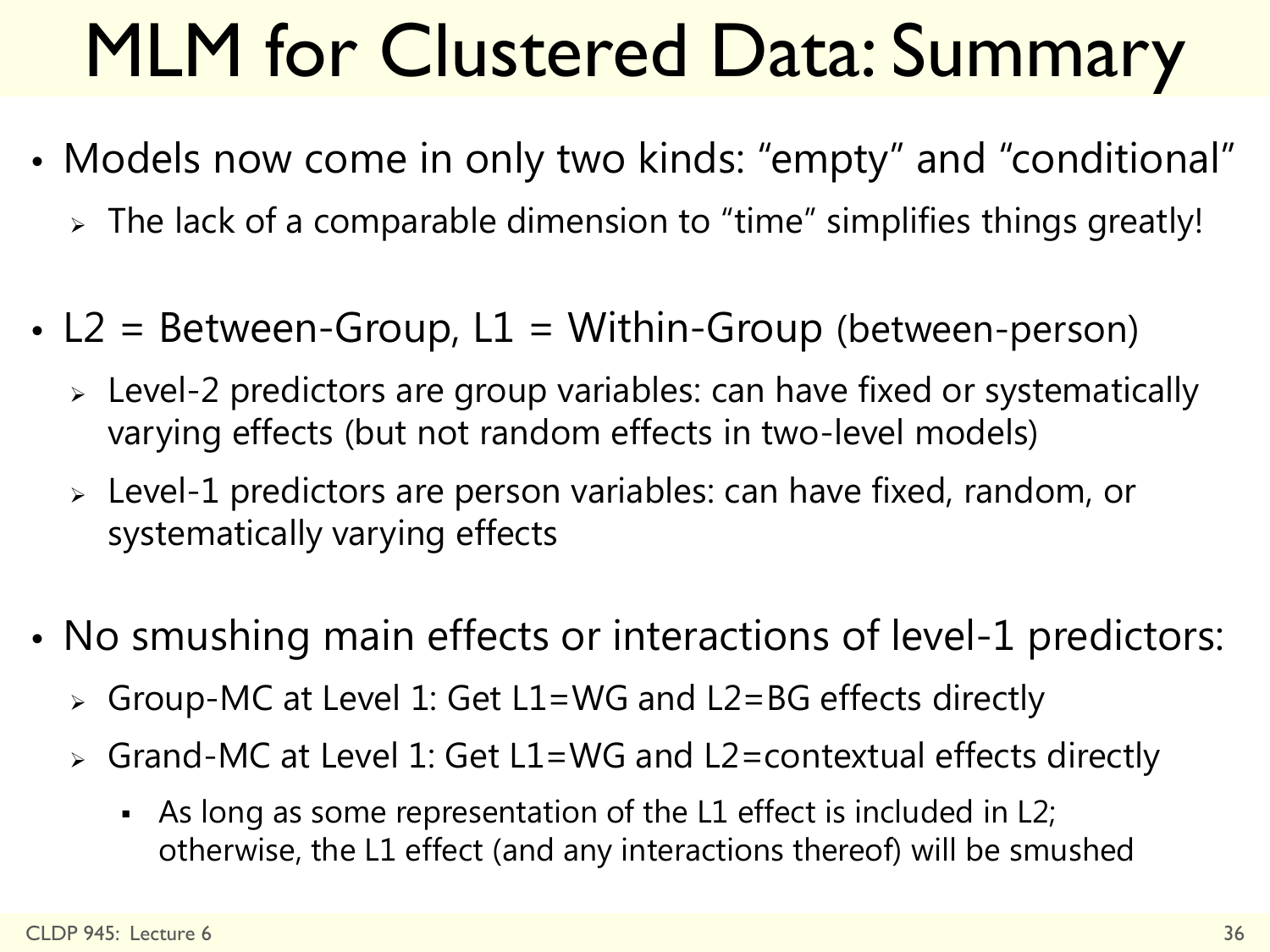# MLM for Clustered Data: Summary

- Models now come in only two kinds: "empty" and "conditional"
  - The lack of a comparable dimension to "time" simplifies things greatly!

- L2 = Between-Group, L1 = Within-Group (between-person)
  - Level-2 predictors are group variables: can have fixed or systematically varying effects (but not random effects in two-level models)
  - Level-1 predictors are person variables: can have fixed, random, or systematically varying effects

- No smushing main effects or interactions of level-1 predictors:
  - Group-MC at Level 1: Get L1=WG and L2=BG effects directly
  - Grand-MC at Level 1: Get L1=WG and L2=contextual effects directly
    - As long as some representation of the L1 effect is included in L2; otherwise, the L1 effect (and any interactions thereof) will be smushed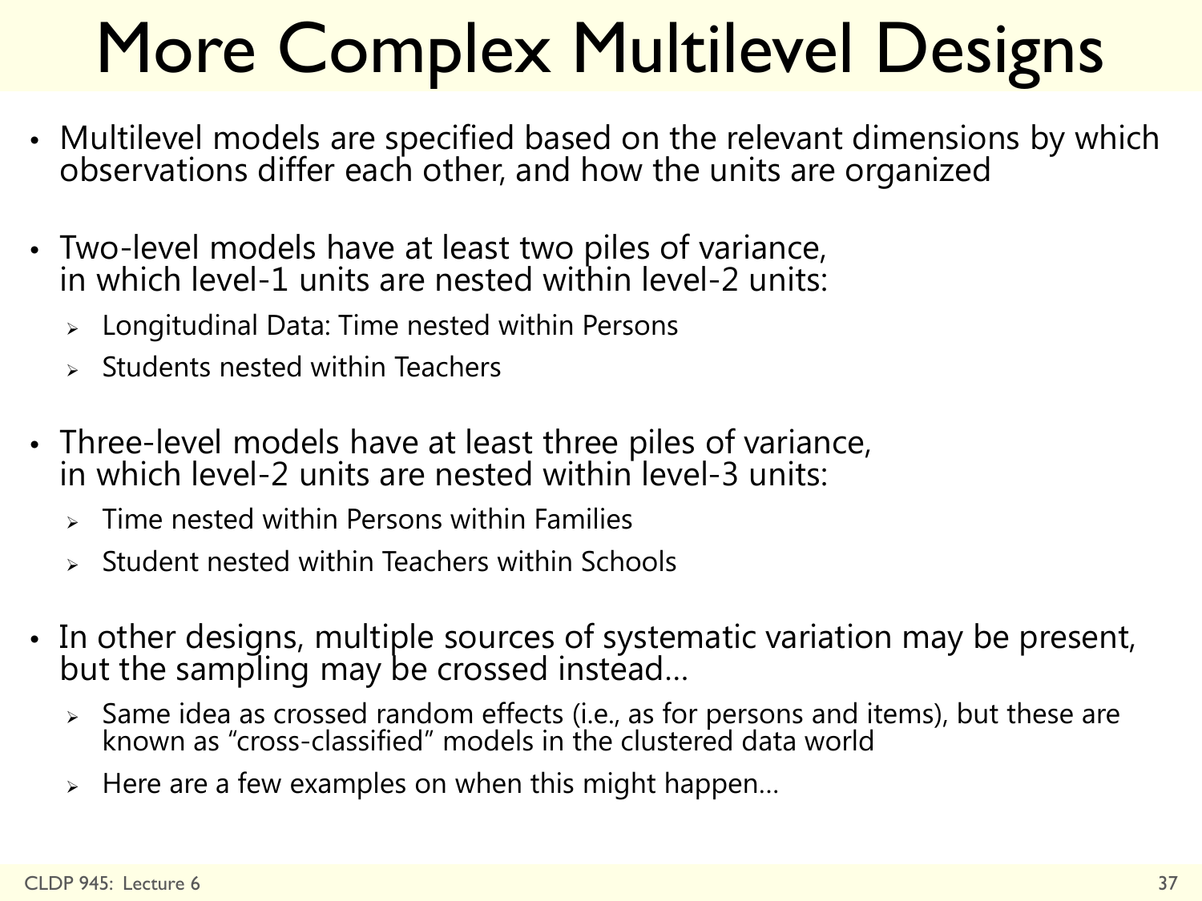# More Complex Multilevel Designs

- Multilevel models are specified based on the relevant dimensions by which observations differ each other, and how the units are organized

- Two-level models have at least two piles of variance, in which level-1 units are nested within level-2 units:
  - Longitudinal Data: Time nested within Persons
  - Students nested within Teachers

- Three-level models have at least three piles of variance, in which level-2 units are nested within level-3 units:
  - Time nested within Persons within Families
  - Student nested within Teachers within Schools

- In other designs, multiple sources of systematic variation may be present, but the sampling may be crossed instead…
  - Same idea as crossed random effects (i.e., as for persons and items), but these are known as "cross-classified" models in the clustered data world
  - Here are a few examples on when this might happen…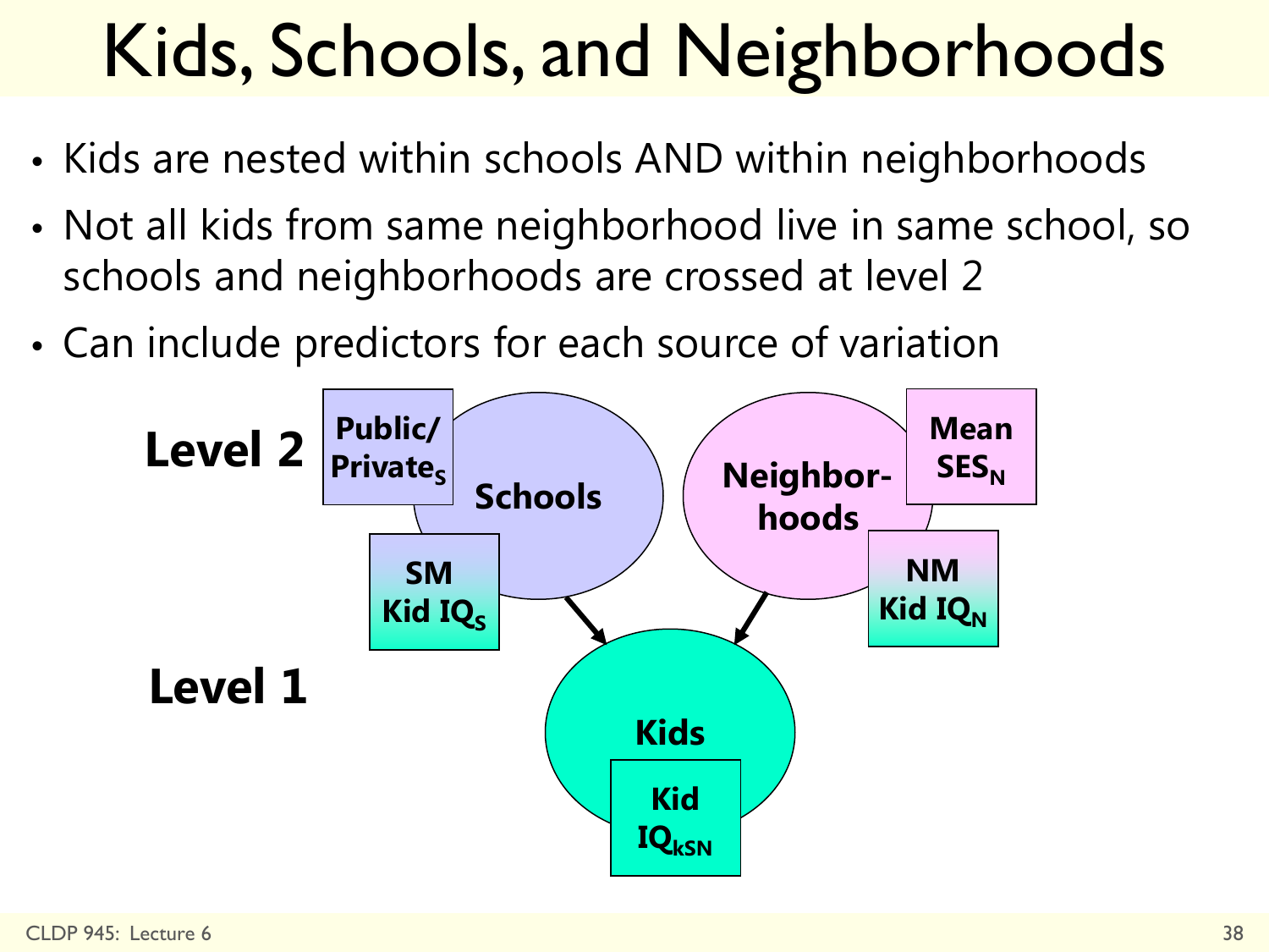# Kids, Schools, and Neighborhoods

- Kids are nested within schools AND within neighborhoods
- Not all kids from same neighborhood live in same school, so schools and neighborhoods are crossed at level 2
- Can include predictors for each source of variation

**Level 2**

**Schools**: Public/Private$_S$; SM Kid IQ$_S$

**Neighborhoods**: Mean SES$_N$; NM Kid IQ$_N$

**Level 1**

**Kids**: Kid IQ$_{kSN}$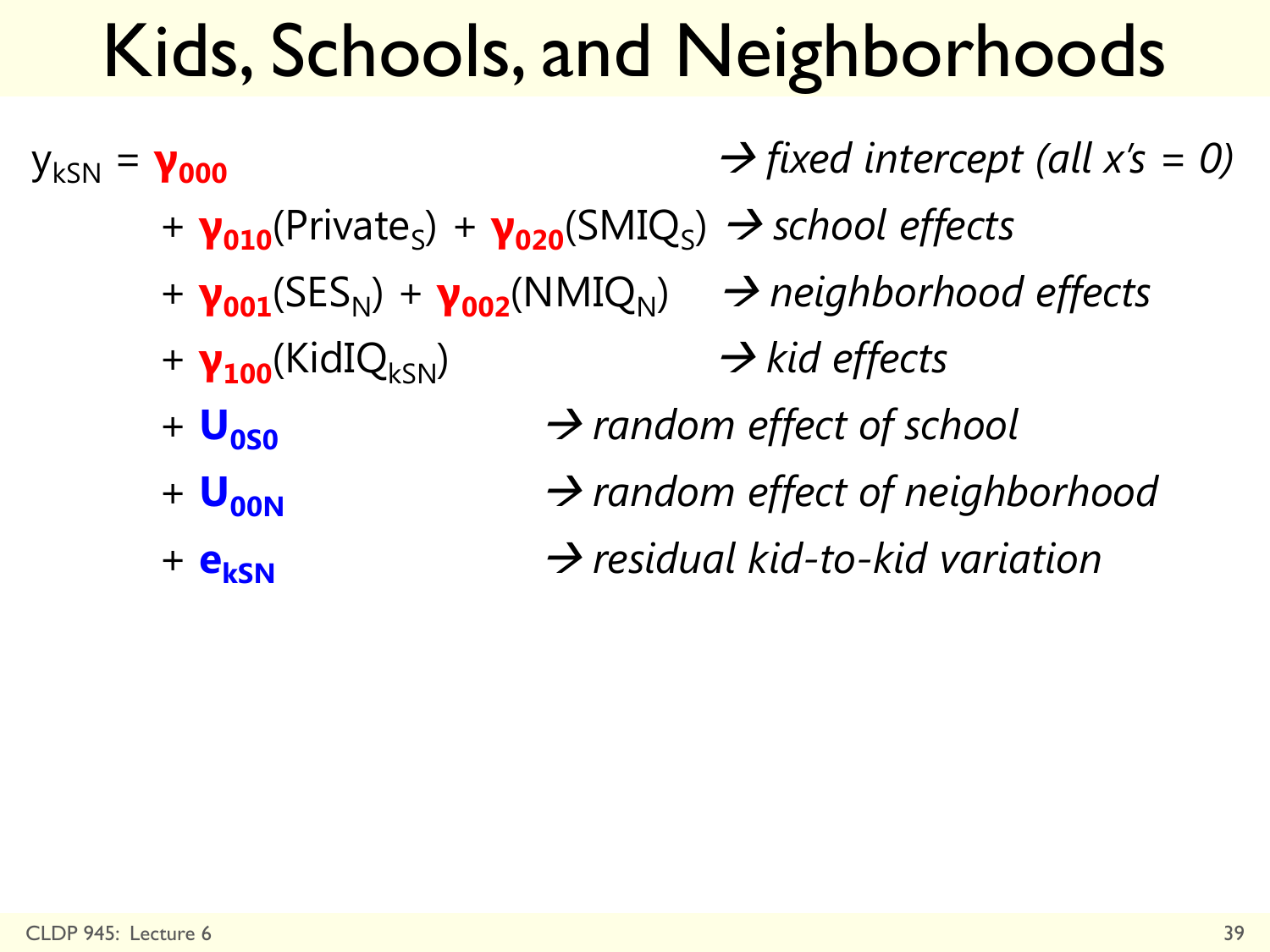# Kids, Schools, and Neighborhoods

$y_{kSN} = \gamma_{000}$ → *fixed intercept (all x's = 0)*

$+ \gamma_{010}(\text{Private}_S) + \gamma_{020}(\text{SMIQ}_S)$ → *school effects*

$+ \gamma_{001}(\text{SES}_N) + \gamma_{002}(\text{NMIQ}_N)$ → *neighborhood effects*

$+ \gamma_{100}(\text{KidIQ}_{kSN})$ → *kid effects*

$+ U_{0S0}$ → *random effect of school*

$+ U_{00N}$ → *random effect of neighborhood*

$+ e_{kSN}$ → *residual kid-to-kid variation*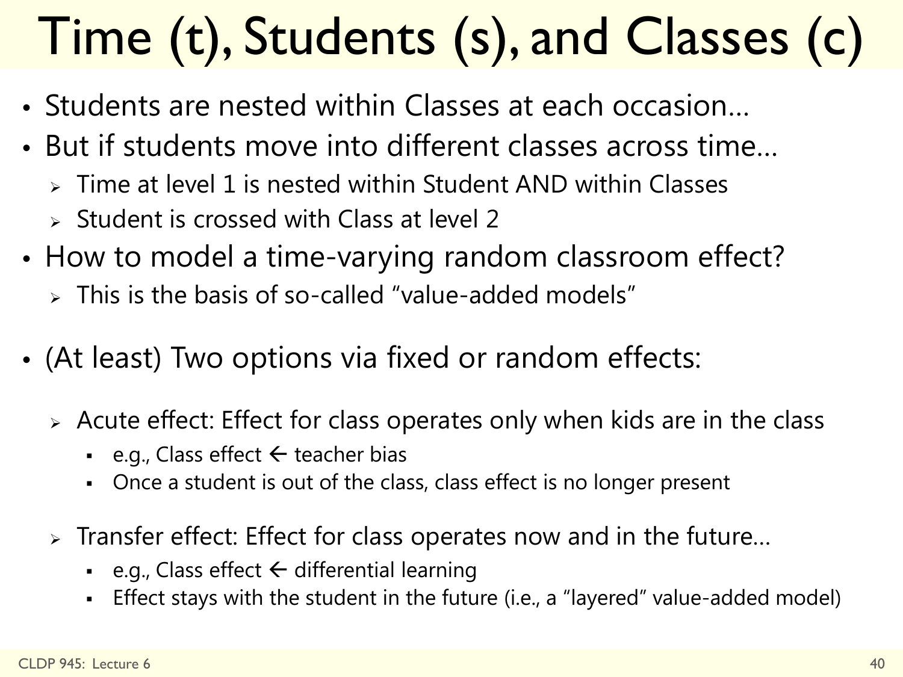# Time (t), Students (s), and Classes (c)

- Students are nested within Classes at each occasion…
- But if students move into different classes across time…
  - Time at level 1 is nested within Student AND within Classes
  - Student is crossed with Class at level 2
- How to model a time-varying random classroom effect?
  - This is the basis of so-called "value-added models"
- (At least) Two options via fixed or random effects:
  - Acute effect: Effect for class operates only when kids are in the class
    - e.g., Class effect ← teacher bias
    - Once a student is out of the class, class effect is no longer present
  - Transfer effect: Effect for class operates now and in the future…
    - e.g., Class effect ← differential learning
    - Effect stays with the student in the future (i.e., a "layered" value-added model)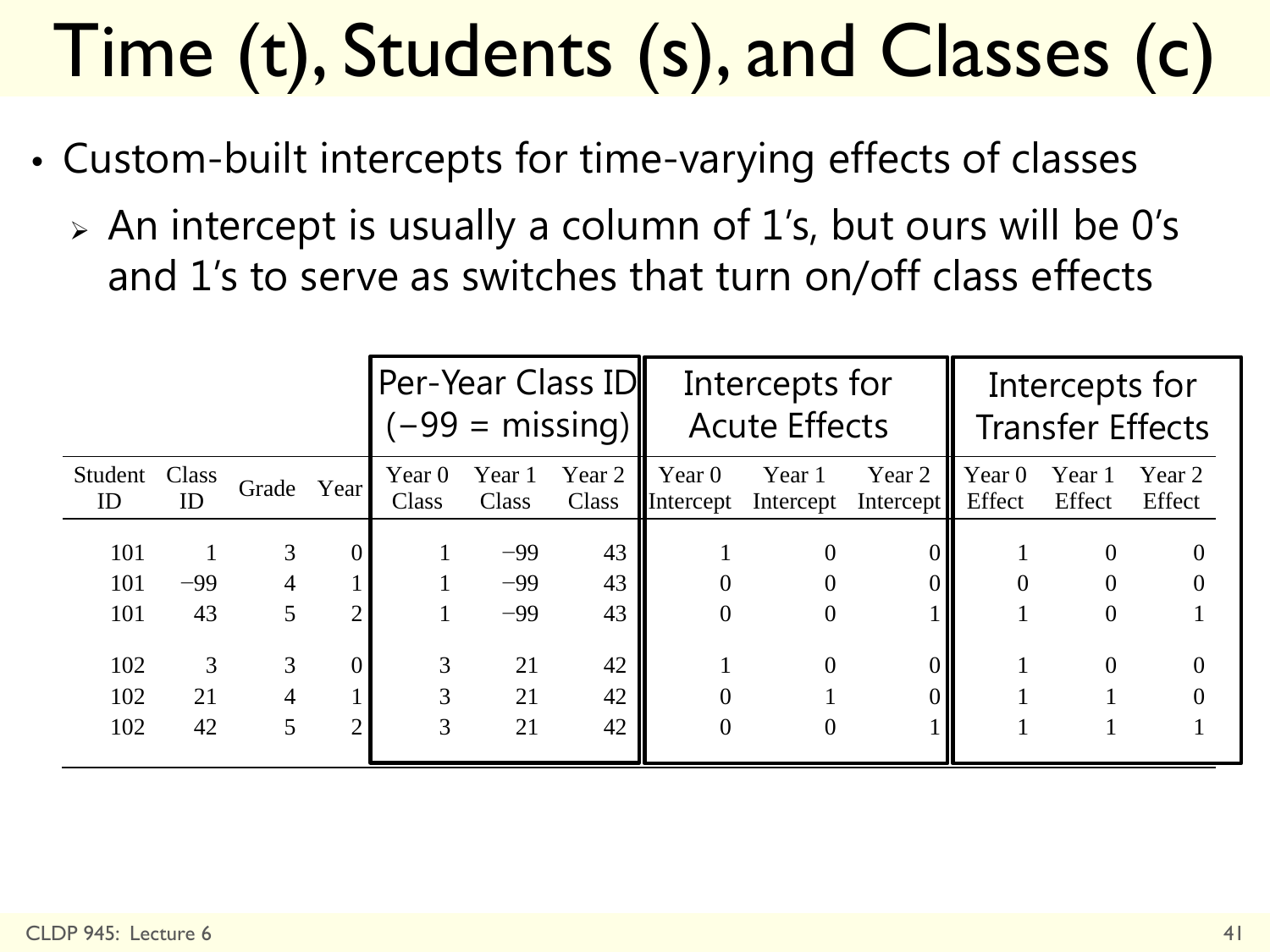# Time (t), Students (s), and Classes (c)

- Custom-built intercepts for time-varying effects of classes
  - An intercept is usually a column of 1's, but ours will be 0's and 1's to serve as switches that turn on/off class effects

| | | | | Per-Year Class ID (−99 = missing) | | | Intercepts for Acute Effects | | | Intercepts for Transfer Effects | | |
|---|---|---|---|---|---|---|---|---|---|---|---|---|
| Student ID | Class ID | Grade | Year | Year 0 Class | Year 1 Class | Year 2 Class | Year 0 Intercept | Year 1 Intercept | Year 2 Intercept | Year 0 Effect | Year 1 Effect | Year 2 Effect |
| 101 | 1 | 3 | 0 | 1 | −99 | 43 | 1 | 0 | 0 | 1 | 0 | 0 |
| 101 | −99 | 4 | 1 | 1 | −99 | 43 | 0 | 0 | 0 | 0 | 0 | 0 |
| 101 | 43 | 5 | 2 | 1 | −99 | 43 | 0 | 0 | 1 | 1 | 0 | 1 |
| 102 | 3 | 3 | 0 | 3 | 21 | 42 | 1 | 0 | 0 | 1 | 0 | 0 |
| 102 | 21 | 4 | 1 | 3 | 21 | 42 | 0 | 1 | 0 | 1 | 1 | 0 |
| 102 | 42 | 5 | 2 | 3 | 21 | 42 | 0 | 0 | 1 | 1 | 1 | 1 |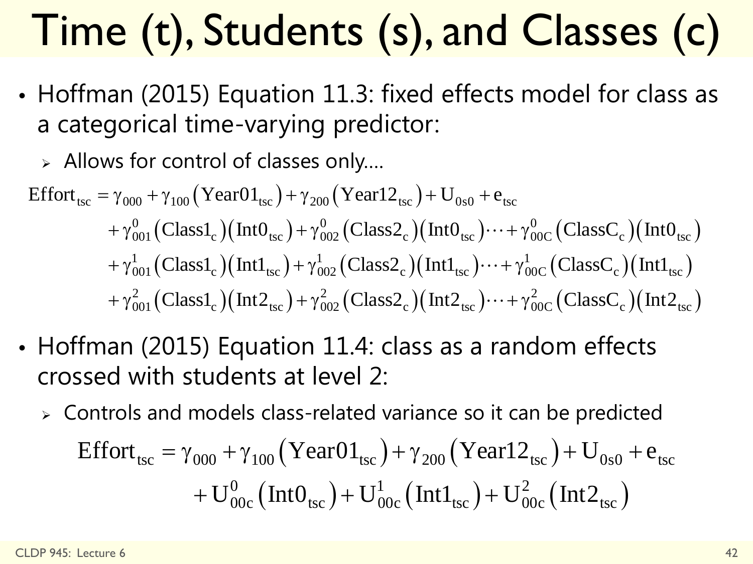# Time (t), Students (s), and Classes (c)

- Hoffman (2015) Equation 11.3: fixed effects model for class as a categorical time-varying predictor:
  - Allows for control of classes only….

$$
\begin{aligned}
\text{Effort}_{\text{tsc}} = &\ \gamma_{000} + \gamma_{100}\left(\text{Year01}_{\text{tsc}}\right) + \gamma_{200}\left(\text{Year12}_{\text{tsc}}\right) + \text{U}_{0\text{s}0} + \text{e}_{\text{tsc}} \\
&+ \gamma_{001}^{0}\left(\text{Class1}_{\text{c}}\right)\left(\text{Int0}_{\text{tsc}}\right) + \gamma_{002}^{0}\left(\text{Class2}_{\text{c}}\right)\left(\text{Int0}_{\text{tsc}}\right) \cdots + \gamma_{00\text{C}}^{0}\left(\text{ClassC}_{\text{c}}\right)\left(\text{Int0}_{\text{tsc}}\right) \\
&+ \gamma_{001}^{1}\left(\text{Class1}_{\text{c}}\right)\left(\text{Int1}_{\text{tsc}}\right) + \gamma_{002}^{1}\left(\text{Class2}_{\text{c}}\right)\left(\text{Int1}_{\text{tsc}}\right) \cdots + \gamma_{00\text{C}}^{1}\left(\text{ClassC}_{\text{c}}\right)\left(\text{Int1}_{\text{tsc}}\right) \\
&+ \gamma_{001}^{2}\left(\text{Class1}_{\text{c}}\right)\left(\text{Int2}_{\text{tsc}}\right) + \gamma_{002}^{2}\left(\text{Class2}_{\text{c}}\right)\left(\text{Int2}_{\text{tsc}}\right) \cdots + \gamma_{00\text{C}}^{2}\left(\text{ClassC}_{\text{c}}\right)\left(\text{Int2}_{\text{tsc}}\right)
\end{aligned}
$$

- Hoffman (2015) Equation 11.4: class as a random effects crossed with students at level 2:
  - Controls and models class-related variance so it can be predicted

$$
\begin{aligned}
\text{Effort}_{\text{tsc}} = &\ \gamma_{000} + \gamma_{100}\left(\text{Year01}_{\text{tsc}}\right) + \gamma_{200}\left(\text{Year12}_{\text{tsc}}\right) + \text{U}_{0\text{s}0} + \text{e}_{\text{tsc}} \\
&+ \text{U}_{00\text{c}}^{0}\left(\text{Int0}_{\text{tsc}}\right) + \text{U}_{00\text{c}}^{1}\left(\text{Int1}_{\text{tsc}}\right) + \text{U}_{00\text{c}}^{2}\left(\text{Int2}_{\text{tsc}}\right)
\end{aligned}
$$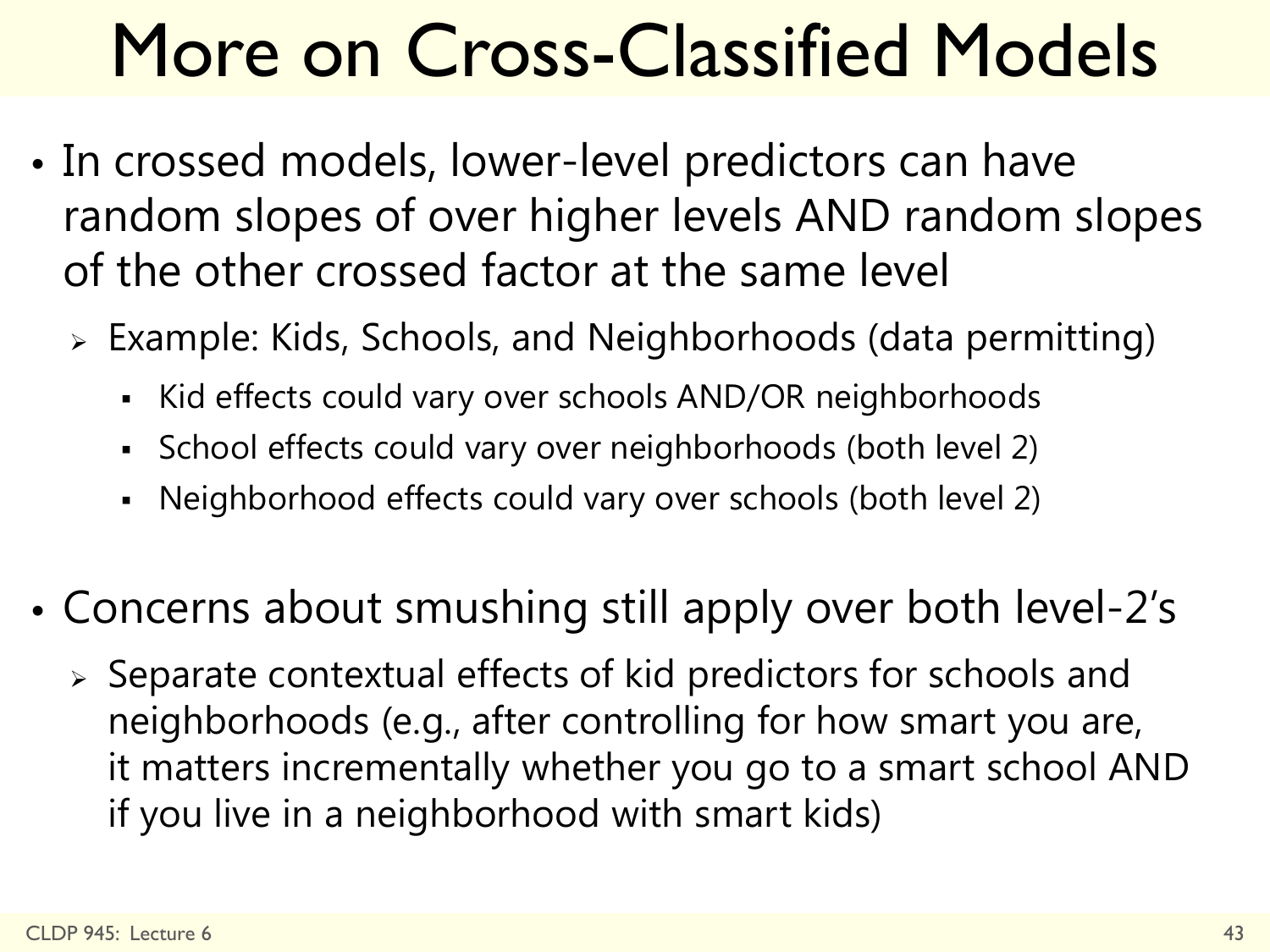# More on Cross-Classified Models

- In crossed models, lower-level predictors can have random slopes of over higher levels AND random slopes of the other crossed factor at the same level
  - Example: Kids, Schools, and Neighborhoods (data permitting)
    - Kid effects could vary over schools AND/OR neighborhoods
    - School effects could vary over neighborhoods (both level 2)
    - Neighborhood effects could vary over schools (both level 2)

- Concerns about smushing still apply over both level-2's
  - Separate contextual effects of kid predictors for schools and neighborhoods (e.g., after controlling for how smart you are, it matters incrementally whether you go to a smart school AND if you live in a neighborhood with smart kids)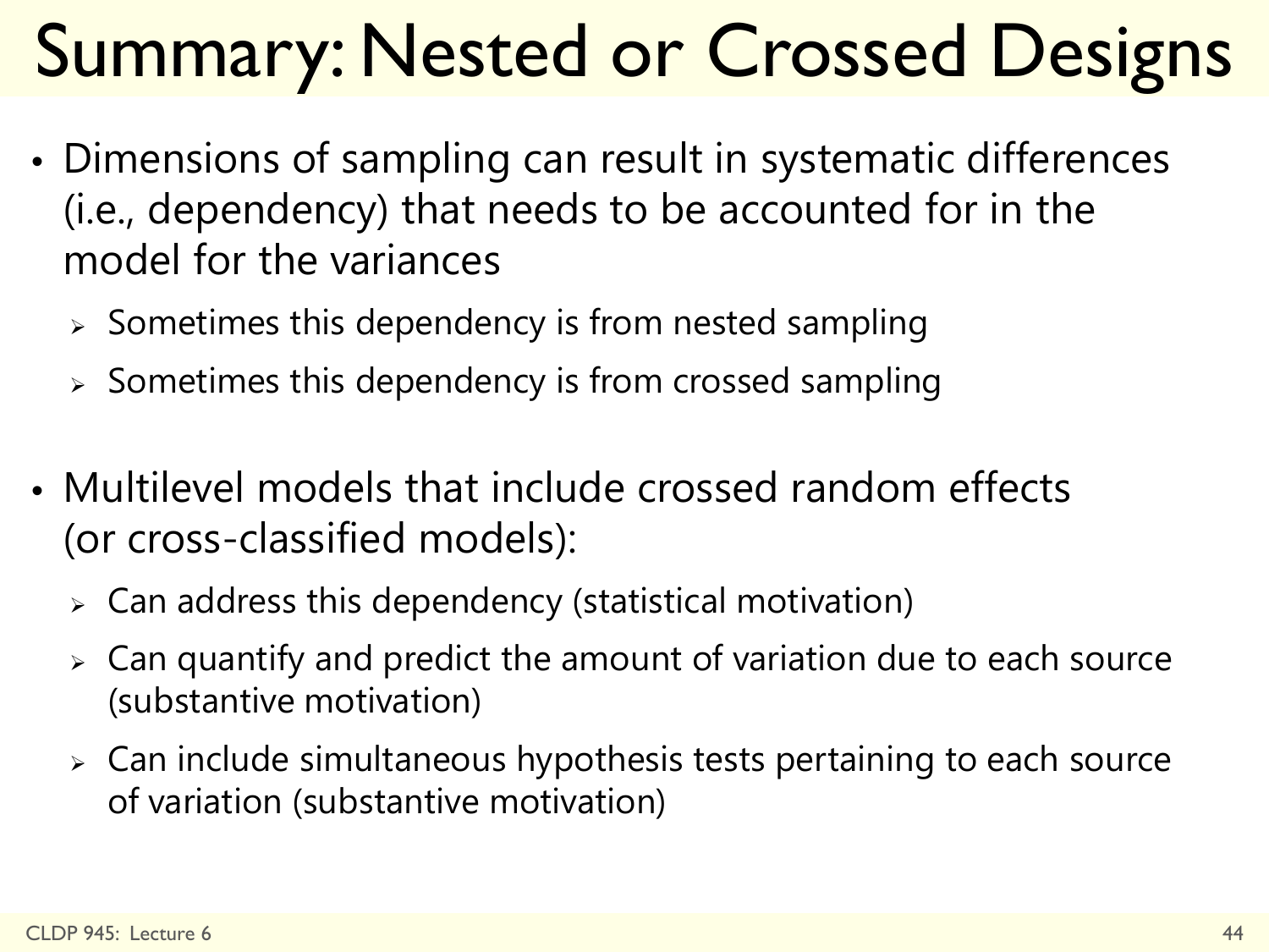# Summary: Nested or Crossed Designs

- Dimensions of sampling can result in systematic differences (i.e., dependency) that needs to be accounted for in the model for the variances
  - Sometimes this dependency is from nested sampling
  - Sometimes this dependency is from crossed sampling

- Multilevel models that include crossed random effects (or cross-classified models):
  - Can address this dependency (statistical motivation)
  - Can quantify and predict the amount of variation due to each source (substantive motivation)
  - Can include simultaneous hypothesis tests pertaining to each source of variation (substantive motivation)